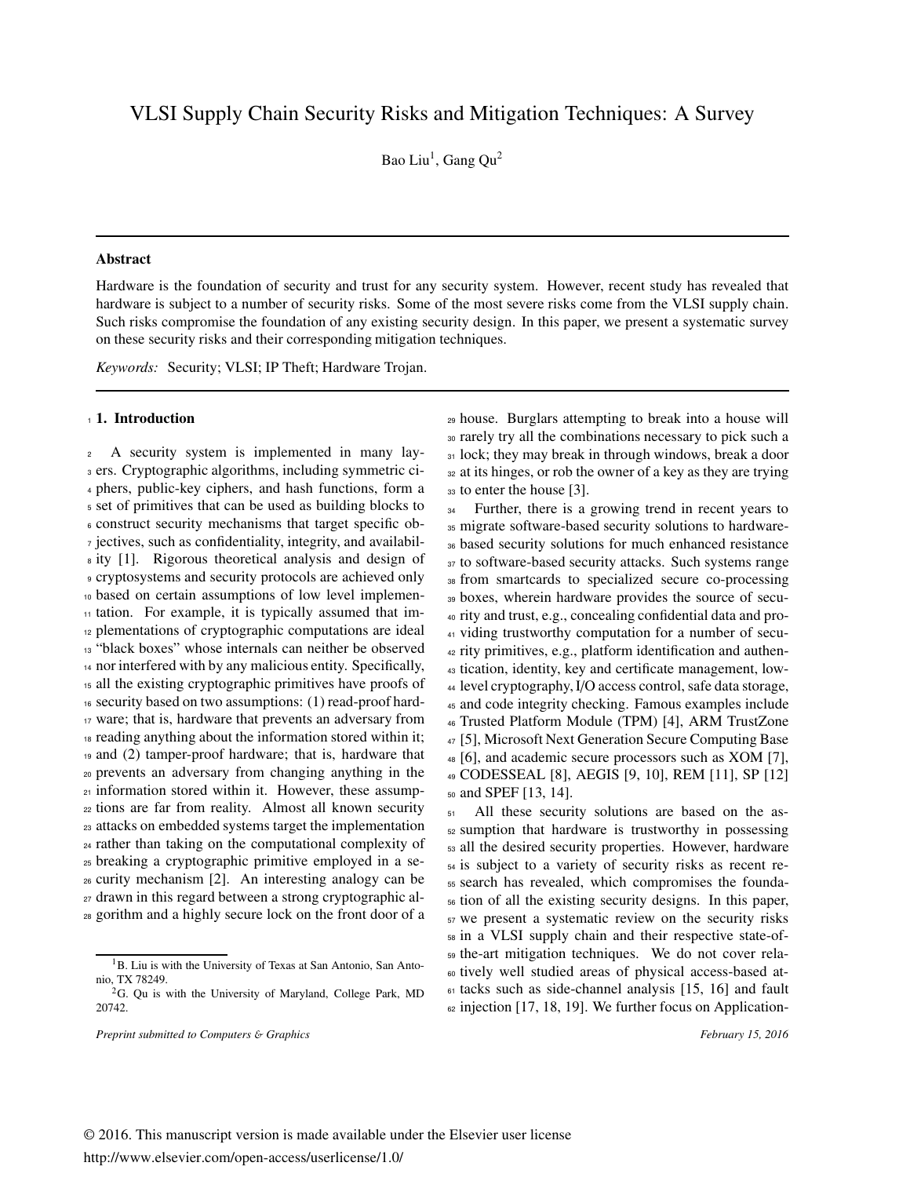# VLSI Supply Chain Security Risks and Mitigation Techniques: A Survey

Bao Liu[1], Gang Qu[2]

## Abstract

Hardware is the foundation of security and trust for any security system. However, recent study has revealed that hardware is subject to a number of security risks. Some of the most severe risks come from the VLSI supply chain. Such risks compromise the foundation of any existing security design. In this paper, we present a systematic survey on these security risks and their corresponding mitigation techniques.

*Keywords:* Security; VLSI; IP Theft; Hardware Trojan.

## 1. Introduction

A security system is implemented in many layers. Cryptographic algorithms, including symmetric ciphers, public-key ciphers, and hash functions, form a set of primitives that can be used as building blocks to construct security mechanisms that target specific objectives, such as confidentiality, integrity, and availability [1]. Rigorous theoretical analysis and design of cryptosystems and security protocols are achieved only based on certain assumptions of low level implementation. For example, it is typically assumed that implementations of cryptographic computations are ideal "black boxes" whose internals can neither be observed nor interfered with by any malicious entity. Specifically, all the existing cryptographic primitives have proofs of security based on two assumptions: (1) read-proof hardware; that is, hardware that prevents an adversary from reading anything about the information stored within it; and (2) tamper-proof hardware; that is, hardware that prevents an adversary from changing anything in the information stored within it. However, these assumptions are far from reality. Almost all known security attacks on embedded systems target the implementation rather than taking on the computational complexity of breaking a cryptographic primitive employed in a security mechanism [2]. An interesting analogy can be drawn in this regard between a strong cryptographic algorithm and a highly secure lock on the front door of a house. Burglars attempting to break into a house will rarely try all the combinations necessary to pick such a lock; they may break in through windows, break a door at its hinges, or rob the owner of a key as they are trying to enter the house [3].

Further, there is a growing trend in recent years to migrate software-based security solutions to hardware-based security solutions for much enhanced resistance to software-based security attacks. Such systems range from smartcards to specialized secure co-processing boxes, wherein hardware provides the source of security and trust, e.g., concealing confidential data and providing trustworthy computation for a number of security primitives, e.g., platform identification and authentication, identity, key and certificate management, low-level cryptography, I/O access control, safe data storage, and code integrity checking. Famous examples include Trusted Platform Module (TPM) [4], ARM TrustZone [5], Microsoft Next Generation Secure Computing Base [6], and academic secure processors such as XOM [7], CODESSEAL [8], AEGIS [9, 10], REM [11], SP [12] and SPEF [13, 14].

All these security solutions are based on the assumption that hardware is trustworthy in possessing all the desired security properties. However, hardware is subject to a variety of security risks as recent research has revealed, which compromises the foundation of all the existing security designs. In this paper, we present a systematic review on the security risks in a VLSI supply chain and their respective state-of-the-art mitigation techniques. We do not cover relatively well studied areas of physical access-based attacks such as side-channel analysis [15, 16] and fault injection [17, 18, 19]. We further focus on Application-

[1] B. Liu is with the University of Texas at San Antonio, San Antonio, TX 78249.

[2] G. Qu is with the University of Maryland, College Park, MD 20742.

*Preprint submitted to Computers & Graphics* — *February 15, 2016*

© 2016. This manuscript version is made available under the Elsevier user license
http://www.elsevier.com/open-access/userlicense/1.0/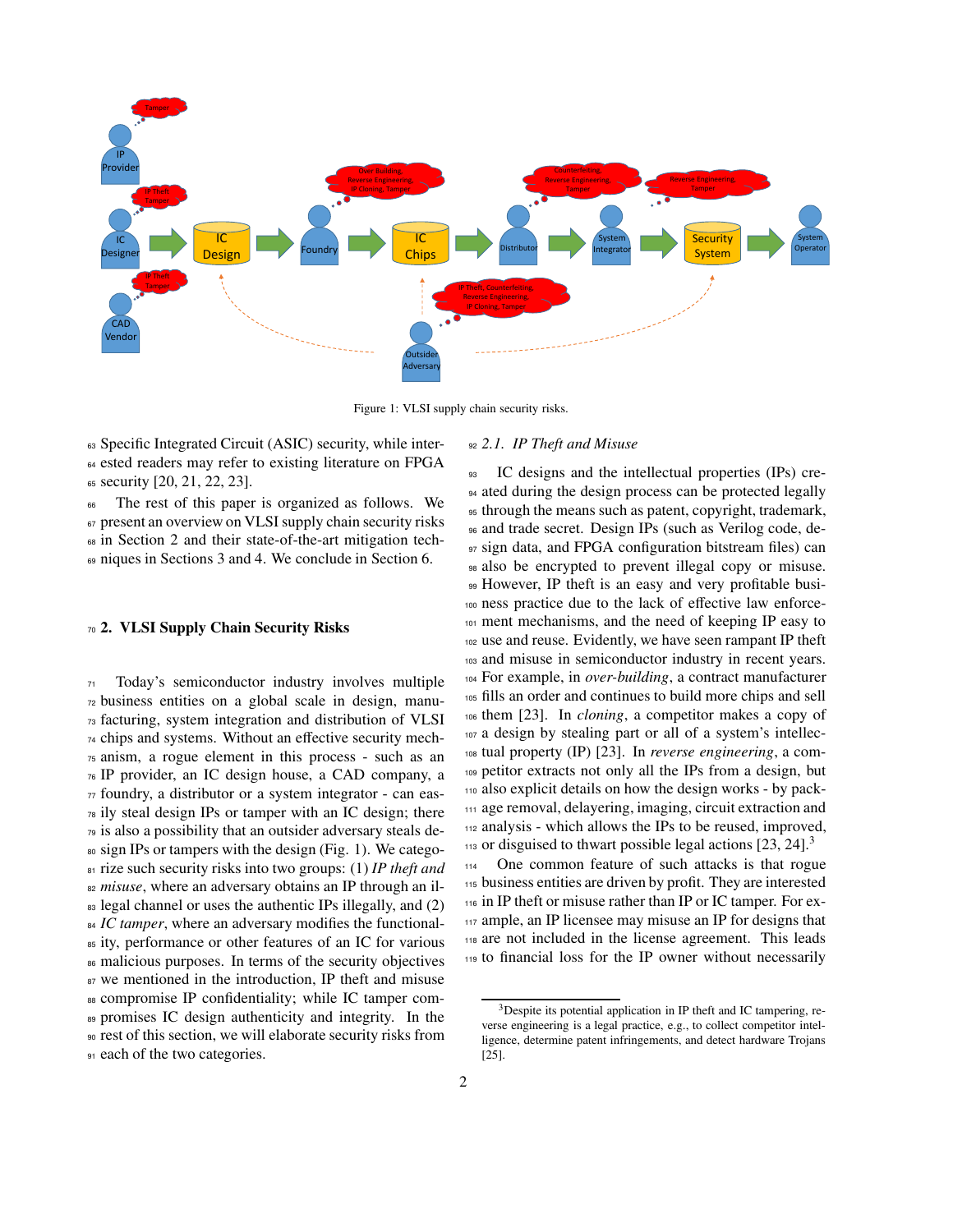Figure 1: VLSI supply chain security risks.

Specific Integrated Circuit (ASIC) security, while interested readers may refer to existing literature on FPGA security [20, 21, 22, 23].

The rest of this paper is organized as follows. We present an overview on VLSI supply chain security risks in Section 2 and their state-of-the-art mitigation techniques in Sections 3 and 4. We conclude in Section 6.

## 2. VLSI Supply Chain Security Risks

Today's semiconductor industry involves multiple business entities on a global scale in design, manufacturing, system integration and distribution of VLSI chips and systems. Without an effective security mechanism, a rogue element in this process - such as an IP provider, an IC design house, a CAD company, a foundry, a distributor or a system integrator - can easily steal design IPs or tamper with an IC design; there is also a possibility that an outsider adversary steals design IPs or tampers with the design (Fig. 1). We categorize such security risks into two groups: (1) *IP theft and misuse*, where an adversary obtains an IP through an illegal channel or uses the authentic IPs illegally, and (2) *IC tamper*, where an adversary modifies the functionality, performance or other features of an IC for various malicious purposes. In terms of the security objectives we mentioned in the introduction, IP theft and misuse compromise IP confidentiality; while IC tamper compromises IC design authenticity and integrity. In the rest of this section, we will elaborate security risks from each of the two categories.

### 2.1. IP Theft and Misuse

IC designs and the intellectual properties (IPs) created during the design process can be protected legally through the means such as patent, copyright, trademark, and trade secret. Design IPs (such as Verilog code, design data, and FPGA configuration bitstream files) can also be encrypted to prevent illegal copy or misuse. However, IP theft is an easy and very profitable business practice due to the lack of effective law enforcement mechanisms, and the need of keeping IP easy to use and reuse. Evidently, we have seen rampant IP theft and misuse in semiconductor industry in recent years. For example, in *over-building*, a contract manufacturer fills an order and continues to build more chips and sell them [23]. In *cloning*, a competitor makes a copy of a design by stealing part or all of a system's intellectual property (IP) [23]. In *reverse engineering*, a competitor extracts not only all the IPs from a design, but also explicit details on how the design works - by package removal, delayering, imaging, circuit extraction and analysis - which allows the IPs to be reused, improved, or disguised to thwart possible legal actions [23, 24].[3]

One common feature of such attacks is that rogue business entities are driven by profit. They are interested in IP theft or misuse rather than IP or IC tamper. For example, an IP licensee may misuse an IP for designs that are not included in the license agreement. This leads to financial loss for the IP owner without necessarily

[3] Despite its potential application in IP theft and IC tampering, reverse engineering is a legal practice, e.g., to collect competitor intelligence, determine patent infringements, and detect hardware Trojans [25].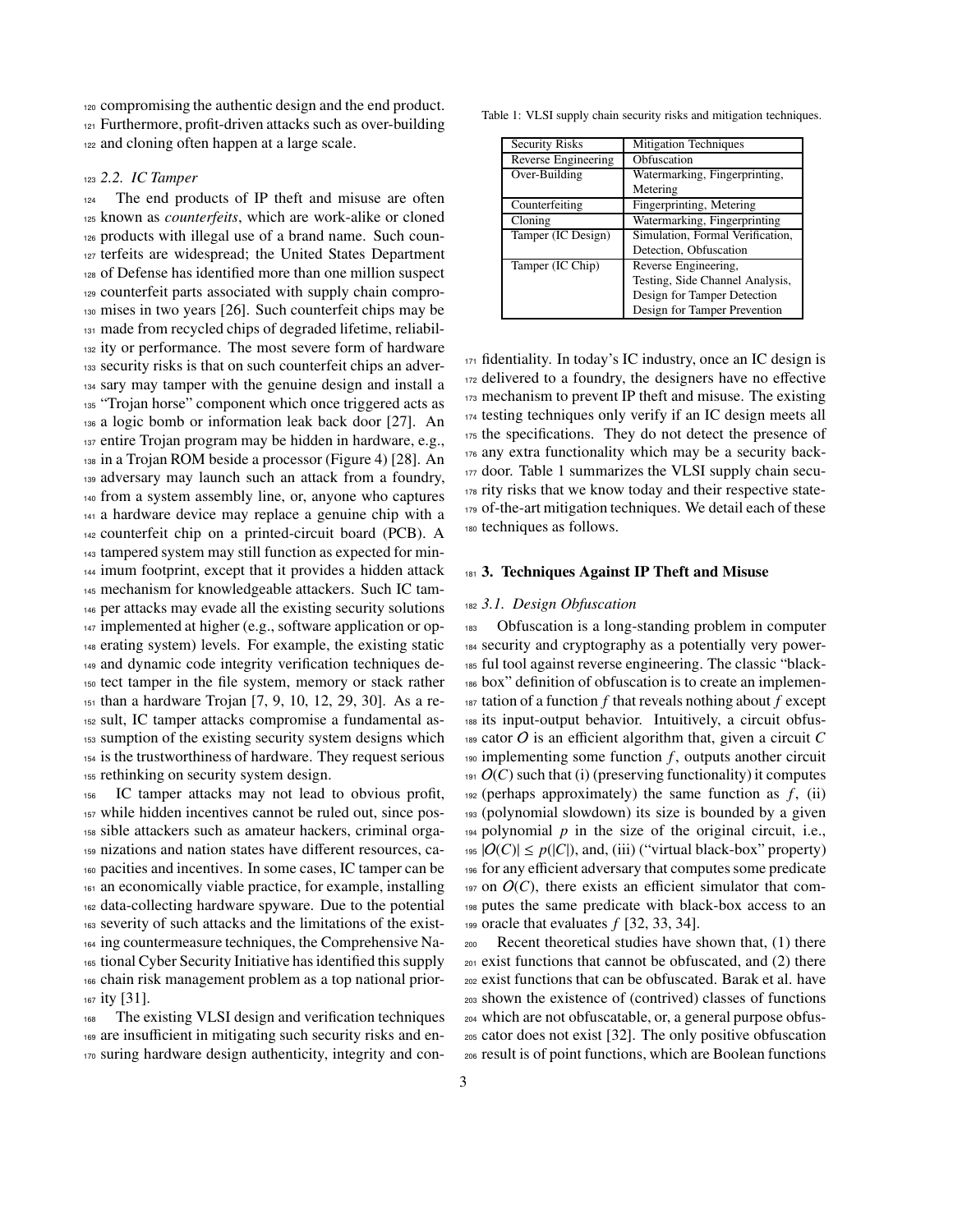compromising the authentic design and the end product. Furthermore, profit-driven attacks such as over-building and cloning often happen at a large scale.

### 2.2. IC Tamper

The end products of IP theft and misuse are often known as *counterfeits*, which are work-alike or cloned products with illegal use of a brand name. Such counterfeits are widespread; the United States Department of Defense has identified more than one million suspect counterfeit parts associated with supply chain compromises in two years [26]. Such counterfeit chips may be made from recycled chips of degraded lifetime, reliability or performance. The most severe form of hardware security risks is that on such counterfeit chips an adversary may tamper with the genuine design and install a "Trojan horse" component which once triggered acts as a logic bomb or information leak back door [27]. An entire Trojan program may be hidden in hardware, e.g., in a Trojan ROM beside a processor (Figure 4) [28]. An adversary may launch such an attack from a foundry, from a system assembly line, or, anyone who captures a hardware device may replace a genuine chip with a counterfeit chip on a printed-circuit board (PCB). A tampered system may still function as expected for minimum footprint, except that it provides a hidden attack mechanism for knowledgeable attackers. Such IC tamper attacks may evade all the existing security solutions implemented at higher (e.g., software application or operating system) levels. For example, the existing static and dynamic code integrity verification techniques detect tamper in the file system, memory or stack rather than a hardware Trojan [7, 9, 10, 12, 29, 30]. As a result, IC tamper attacks compromise a fundamental assumption of the existing security system designs which is the trustworthiness of hardware. They request serious rethinking on security system design.

IC tamper attacks may not lead to obvious profit, while hidden incentives cannot be ruled out, since possible attackers such as amateur hackers, criminal organizations and nation states have different resources, capacities and incentives. In some cases, IC tamper can be an economically viable practice, for example, installing data-collecting hardware spyware. Due to the potential severity of such attacks and the limitations of the existing countermeasure techniques, the Comprehensive National Cyber Security Initiative has identified this supply chain risk management problem as a top national priority [31].

The existing VLSI design and verification techniques are insufficient in mitigating such security risks and ensuring hardware design authenticity, integrity and confidentiality. In today's IC industry, once an IC design is delivered to a foundry, the designers have no effective mechanism to prevent IP theft and misuse. The existing testing techniques only verify if an IC design meets all the specifications. They do not detect the presence of any extra functionality which may be a security back-door. Table 1 summarizes the VLSI supply chain security risks that we know today and their respective state-of-the-art mitigation techniques. We detail each of these techniques as follows.

Table 1: VLSI supply chain security risks and mitigation techniques.

| Security Risks | Mitigation Techniques |
| --- | --- |
| Reverse Engineering | Obfuscation |
| Over-Building | Watermarking, Fingerprinting, Metering |
| Counterfeiting | Fingerprinting, Metering |
| Cloning | Watermarking, Fingerprinting |
| Tamper (IC Design) | Simulation, Formal Verification, Detection, Obfuscation |
| Tamper (IC Chip) | Reverse Engineering, Testing, Side Channel Analysis, Design for Tamper Detection, Design for Tamper Prevention |

## 3. Techniques Against IP Theft and Misuse

### 3.1. Design Obfuscation

Obfuscation is a long-standing problem in computer security and cryptography as a potentially very powerful tool against reverse engineering. The classic "black-box" definition of obfuscation is to create an implementation of a function $f$ that reveals nothing about $f$ except its input-output behavior. Intuitively, a circuit obfuscator $O$ is an efficient algorithm that, given a circuit $C$ implementing some function $f$, outputs another circuit $O(C)$ such that (i) (preserving functionality) it computes (perhaps approximately) the same function as $f$, (ii) (polynomial slowdown) its size is bounded by a given polynomial $p$ in the size of the original circuit, i.e., $|O(C)| \leq p(|C|)$, and, (iii) ("virtual black-box" property) for any efficient adversary that computes some predicate on $O(C)$, there exists an efficient simulator that computes the same predicate with black-box access to an oracle that evaluates $f$ [32, 33, 34].

Recent theoretical studies have shown that, (1) there exist functions that cannot be obfuscated, and (2) there exist functions that can be obfuscated. Barak et al. have shown the existence of (contrived) classes of functions which are not obfuscatable, or, a general purpose obfuscator does not exist [32]. The only positive obfuscation result is of point functions, which are Boolean functions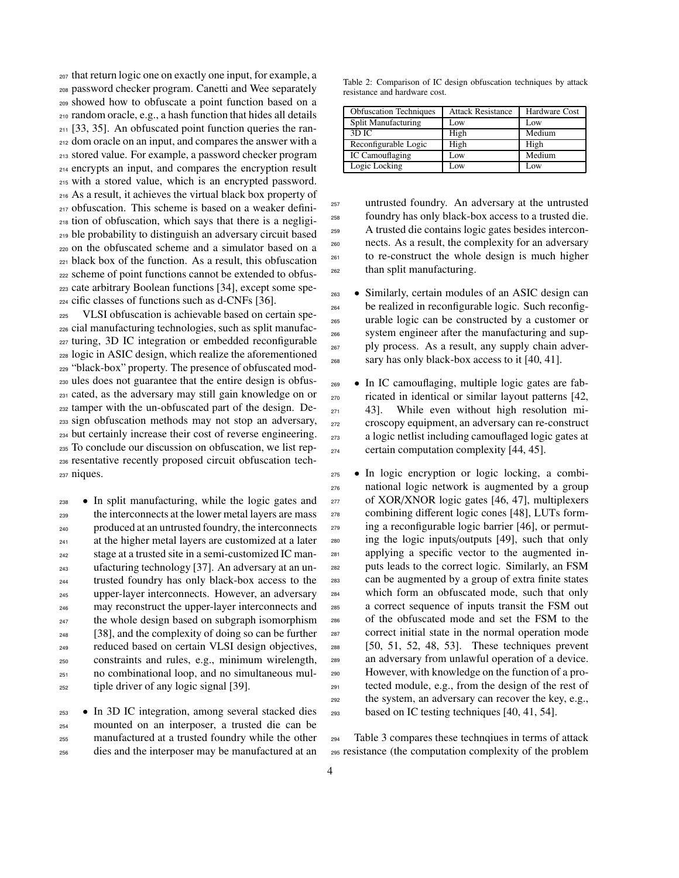that return logic one on exactly one input, for example, a password checker program. Canetti and Wee separately showed how to obfuscate a point function based on a random oracle, e.g., a hash function that hides all details [33, 35]. An obfuscated point function queries the random oracle on an input, and compares the answer with a stored value. For example, a password checker program encrypts an input, and compares the encryption result with a stored value, which is an encrypted password. As a result, it achieves the virtual black box property of obfuscation. This scheme is based on a weaker definition of obfuscation, which says that there is a negligible probability to distinguish an adversary circuit based on the obfuscated scheme and a simulator based on a black box of the function. As a result, this obfuscation scheme of point functions cannot be extended to obfuscate arbitrary Boolean functions [34], except some specific classes of functions such as d-CNFs [36].

VLSI obfuscation is achievable based on certain special manufacturing technologies, such as split manufacturing, 3D IC integration or embedded reconfigurable logic in ASIC design, which realize the aforementioned "black-box" property. The presence of obfuscated modules does not guarantee that the entire design is obfuscated, as the adversary may still gain knowledge on or tamper with the un-obfuscated part of the design. Design obfuscation methods may not stop an adversary, but certainly increase their cost of reverse engineering. To conclude our discussion on obfuscation, we list representative recently proposed circuit obfuscation techniques.

- In split manufacturing, while the logic gates and the interconnects at the lower metal layers are mass produced at an untrusted foundry, the interconnects at the higher metal layers are customized at a later stage at a trusted site in a semi-customized IC manufacturing technology [37]. An adversary at an untrusted foundry has only black-box access to the upper-layer interconnects. However, an adversary may reconstruct the upper-layer interconnects and the whole design based on subgraph isomorphism [38], and the complexity of doing so can be further reduced based on certain VLSI design objectives, constraints and rules, e.g., minimum wirelength, no combinational loop, and no simultaneous multiple driver of any logic signal [39].
- In 3D IC integration, among several stacked dies mounted on an interposer, a trusted die can be manufactured at a trusted foundry while the other dies and the interposer may be manufactured at an untrusted foundry. An adversary at the untrusted foundry has only black-box access to a trusted die. A trusted die contains logic gates besides interconnects. As a result, the complexity for an adversary to re-construct the whole design is much higher than split manufacturing.
- Similarly, certain modules of an ASIC design can be realized in reconfigurable logic. Such reconfigurable logic can be constructed by a customer or system engineer after the manufacturing and supply process. As a result, any supply chain adversary has only black-box access to it [40, 41].
- In IC camouflaging, multiple logic gates are fabricated in identical or similar layout patterns [42, 43]. While even without high resolution microscopy equipment, an adversary can re-construct a logic netlist including camouflaged logic gates at certain computation complexity [44, 45].
- In logic encryption or logic locking, a combinational logic network is augmented by a group of XOR/XNOR logic gates [46, 47], multiplexers combining different logic cones [48], LUTs forming a reconfigurable logic barrier [46], or permuting the logic inputs/outputs [49], such that only applying a specific vector to the augmented inputs leads to the correct logic. Similarly, an FSM can be augmented by a group of extra finite states which form an obfuscated mode, such that only a correct sequence of inputs transit the FSM out of the obfuscated mode and set the FSM to the correct initial state in the normal operation mode [50, 51, 52, 48, 53]. These techniques prevent an adversary from unlawful operation of a device. However, with knowledge on the function of a protected module, e.g., from the design of the rest of the system, an adversary can recover the key, e.g., based on IC testing techniques [40, 41, 54].

Table 2: Comparison of IC design obfuscation techniques by attack resistance and hardware cost.

| Obfuscation Techniques | Attack Resistance | Hardware Cost |
|---|---|---|
| Split Manufacturing | Low | Low |
| 3D IC | High | Medium |
| Reconfigurable Logic | High | High |
| IC Camouflaging | Low | Medium |
| Logic Locking | Low | Low |

Table 3 compares these technqiues in terms of attack resistance (the computation complexity of the problem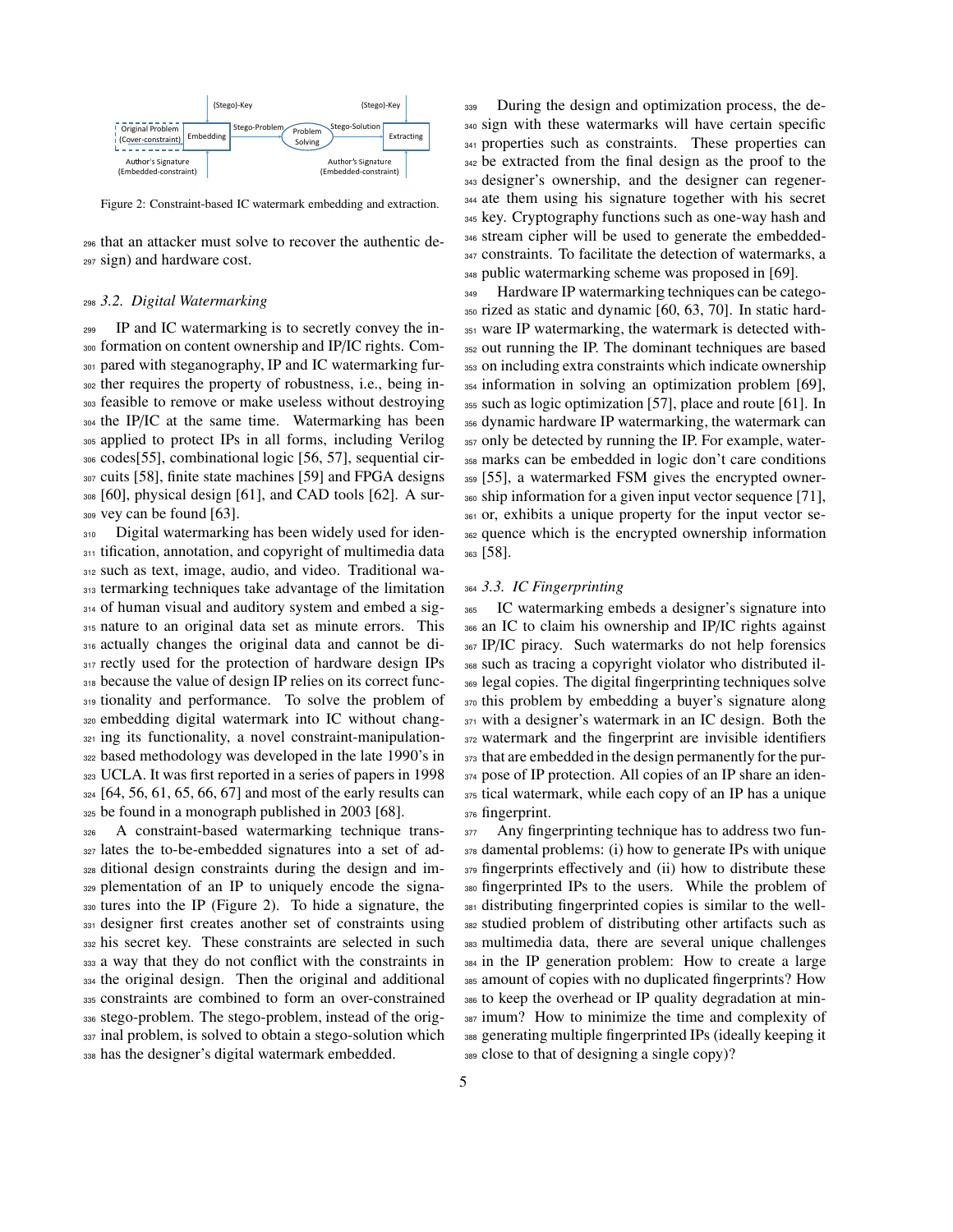Figure 2: Constraint-based IC watermark embedding and extraction.

that an attacker must solve to recover the authentic design) and hardware cost.

### 3.2. Digital Watermarking

IP and IC watermarking is to secretly convey the information on content ownership and IP/IC rights. Compared with steganography, IP and IC watermarking further requires the property of robustness, i.e., being infeasible to remove or make useless without destroying the IP/IC at the same time. Watermarking has been applied to protect IPs in all forms, including Verilog codes[55], combinational logic [56, 57], sequential circuits [58], finite state machines [59] and FPGA designs [60], physical design [61], and CAD tools [62]. A survey can be found [63].

Digital watermarking has been widely used for identification, annotation, and copyright of multimedia data such as text, image, audio, and video. Traditional watermarking techniques take advantage of the limitation of human visual and auditory system and embed a signature to an original data set as minute errors. This actually changes the original data and cannot be directly used for the protection of hardware design IPs because the value of design IP relies on its correct functionality and performance. To solve the problem of embedding digital watermark into IC without changing its functionality, a novel constraint-manipulation-based methodology was developed in the late 1990's in UCLA. It was first reported in a series of papers in 1998 [64, 56, 61, 65, 66, 67] and most of the early results can be found in a monograph published in 2003 [68].

A constraint-based watermarking technique translates the to-be-embedded signatures into a set of additional design constraints during the design and implementation of an IP to uniquely encode the signatures into the IP (Figure 2). To hide a signature, the designer first creates another set of constraints using his secret key. These constraints are selected in such a way that they do not conflict with the constraints in the original design. Then the original and additional constraints are combined to form an over-constrained stego-problem. The stego-problem, instead of the original problem, is solved to obtain a stego-solution which has the designer's digital watermark embedded.

During the design and optimization process, the design with these watermarks will have certain specific properties such as constraints. These properties can be extracted from the final design as the proof to the designer's ownership, and the designer can regenerate them using his signature together with his secret key. Cryptography functions such as one-way hash and stream cipher will be used to generate the embedded-constraints. To facilitate the detection of watermarks, a public watermarking scheme was proposed in [69].

Hardware IP watermarking techniques can be categorized as static and dynamic [60, 63, 70]. In static hardware IP watermarking, the watermark is detected without running the IP. The dominant techniques are based on including extra constraints which indicate ownership information in solving an optimization problem [69], such as logic optimization [57], place and route [61]. In dynamic hardware IP watermarking, the watermark can only be detected by running the IP. For example, watermarks can be embedded in logic don't care conditions [55], a watermarked FSM gives the encrypted ownership information for a given input vector sequence [71], or, exhibits a unique property for the input vector sequence which is the encrypted ownership information [58].

### 3.3. IC Fingerprinting

IC watermarking embeds a designer's signature into an IC to claim his ownership and IP/IC rights against IP/IC piracy. Such watermarks do not help forensics such as tracing a copyright violator who distributed illegal copies. The digital fingerprinting techniques solve this problem by embedding a buyer's signature along with a designer's watermark in an IC design. Both the watermark and the fingerprint are invisible identifiers that are embedded in the design permanently for the purpose of IP protection. All copies of an IP share an identical watermark, while each copy of an IP has a unique fingerprint.

Any fingerprinting technique has to address two fundamental problems: (i) how to generate IPs with unique fingerprints effectively and (ii) how to distribute these fingerprinted IPs to the users. While the problem of distributing fingerprinted copies is similar to the well-studied problem of distributing other artifacts such as multimedia data, there are several unique challenges in the IP generation problem: How to create a large amount of copies with no duplicated fingerprints? How to keep the overhead or IP quality degradation at minimum? How to minimize the time and complexity of generating multiple fingerprinted IPs (ideally keeping it close to that of designing a single copy)?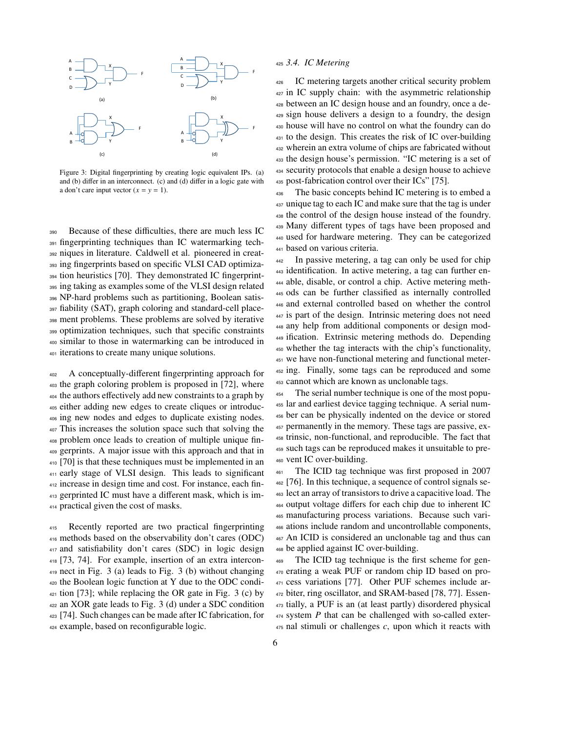Figure 3: Digital fingerprinting by creating logic equivalent IPs. (a) and (b) differ in an interconnect. (c) and (d) differ in a logic gate with a don't care input vector ($x = y = 1$).

Because of these difficulties, there are much less IC fingerprinting techniques than IC watermarking techniques in literature. Caldwell et al. pioneered in creating fingerprints based on specific VLSI CAD optimization heuristics [70]. They demonstrated IC fingerprinting taking as examples some of the VLSI design related NP-hard problems such as partitioning, Boolean satisfiability (SAT), graph coloring and standard-cell placement problems. These problems are solved by iterative optimization techniques, such that specific constraints similar to those in watermarking can be introduced in iterations to create many unique solutions.

A conceptually-different fingerprinting approach for the graph coloring problem is proposed in [72], where the authors effectively add new constraints to a graph by either adding new edges to create cliques or introducing new nodes and edges to duplicate existing nodes. This increases the solution space such that solving the problem once leads to creation of multiple unique fingerprints. A major issue with this approach and that in [70] is that these techniques must be implemented in an early stage of VLSI design. This leads to significant increase in design time and cost. For instance, each fingerprinted IC must have a different mask, which is impractical given the cost of masks.

Recently reported are two practical fingerprinting methods based on the observability don't cares (ODC) and satisfiability don't cares (SDC) in logic design [73, 74]. For example, insertion of an extra interconnect in Fig. 3 (a) leads to Fig. 3 (b) without changing the Boolean logic function at Y due to the ODC condition [73]; while replacing the OR gate in Fig. 3 (c) by an XOR gate leads to Fig. 3 (d) under a SDC condition [74]. Such changes can be made after IC fabrication, for example, based on reconfigurable logic.

### 3.4. IC Metering

IC metering targets another critical security problem in IC supply chain: with the asymmetric relationship between an IC design house and an foundry, once a design house delivers a design to a foundry, the design house will have no control on what the foundry can do to the design. This creates the risk of IC over-building wherein an extra volume of chips are fabricated without the design house's permission. "IC metering is a set of security protocols that enable a design house to achieve post-fabrication control over their ICs" [75].

The basic concepts behind IC metering is to embed a unique tag to each IC and make sure that the tag is under the control of the design house instead of the foundry. Many different types of tags have been proposed and used for hardware metering. They can be categorized based on various criteria.

In passive metering, a tag can only be used for chip identification. In active metering, a tag can further enable, disable, or control a chip. Active metering methods can be further classified as internally controlled and external controlled based on whether the control is part of the design. Intrinsic metering does not need any help from additional components or design modification. Extrinsic metering methods do. Depending whether the tag interacts with the chip's functionality, we have non-functional metering and functional metering. Finally, some tags can be reproduced and some cannot which are known as unclonable tags.

The serial number technique is one of the most popular and earliest device tagging technique. A serial number can be physically indented on the device or stored permanently in the memory. These tags are passive, extrinsic, non-functional, and reproducible. The fact that such tags can be reproduced makes it unsuitable to prevent IC over-building.

The ICID tag technique was first proposed in 2007 [76]. In this technique, a sequence of control signals select an array of transistors to drive a capacitive load. The output voltage differs for each chip due to inherent IC manufacturing process variations. Because such variations include random and uncontrollable components, An ICID is considered an unclonable tag and thus can be applied against IC over-building.

The ICID tag technique is the first scheme for generating a weak PUF or random chip ID based on process variations [77]. Other PUF schemes include arbiter, ring oscillator, and SRAM-based [78, 77]. Essentially, a PUF is an (at least partly) disordered physical system $P$ that can be challenged with so-called external stimuli or challenges $c$, upon which it reacts with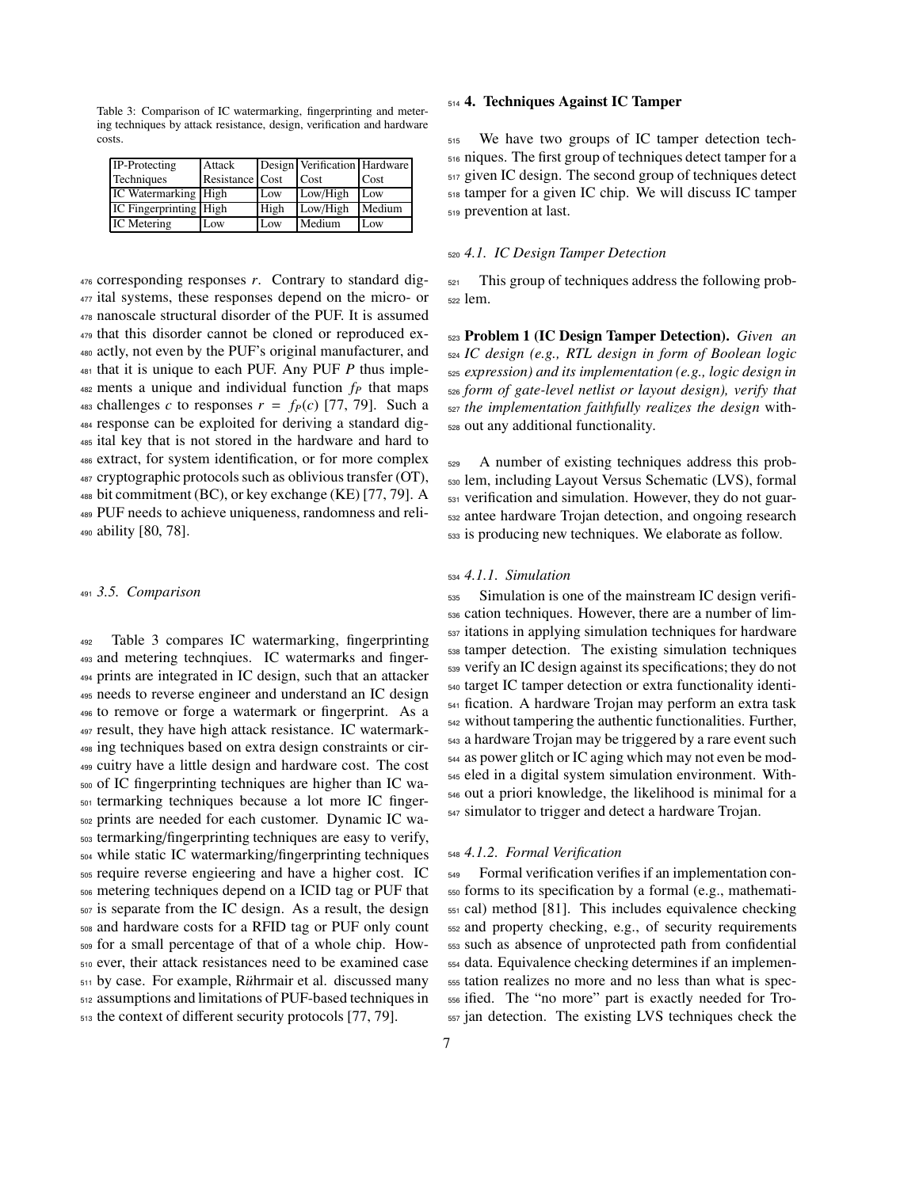Table 3: Comparison of IC watermarking, fingerprinting and metering techniques by attack resistance, design, verification and hardware costs.

| IP-Protecting Techniques | Attack Resistance | Design Cost | Verification Cost | Hardware Cost |
|---|---|---|---|---|
| IC Watermarking | High | Low | Low/High | Low |
| IC Fingerprinting | High | High | Low/High | Medium |
| IC Metering | Low | Low | Medium | Low |

corresponding responses $r$. Contrary to standard digital systems, these responses depend on the micro- or nanoscale structural disorder of the PUF. It is assumed that this disorder cannot be cloned or reproduced exactly, not even by the PUF's original manufacturer, and that it is unique to each PUF. Any PUF $P$ thus implements a unique and individual function $f_P$ that maps challenges $c$ to responses $r = f_P(c)$ [77, 79]. Such a response can be exploited for deriving a standard digital key that is not stored in the hardware and hard to extract, for system identification, or for more complex cryptographic protocols such as oblivious transfer (OT), bit commitment (BC), or key exchange (KE) [77, 79]. A PUF needs to achieve uniqueness, randomness and reliability [80, 78].

### 3.5. Comparison

Table 3 compares IC watermarking, fingerprinting and metering technqiues. IC watermarks and fingerprints are integrated in IC design, such that an attacker needs to reverse engineer and understand an IC design to remove or forge a watermark or fingerprint. As a result, they have high attack resistance. IC watermarking techniques based on extra design constraints or circuitry have a little design and hardware cost. The cost of IC fingerprinting techniques are higher than IC watermarking techniques because a lot more IC fingerprints are needed for each customer. Dynamic IC watermarking/fingerprinting techniques are easy to verify, while static IC watermarking/fingerprinting techniques require reverse engieering and have a higher cost. IC metering techniques depend on a ICID tag or PUF that is separate from the IC design. As a result, the design and hardware costs for a RFID tag or PUF only count for a small percentage of that of a whole chip. However, their attack resistances need to be examined case by case. For example, Rührmair et al. discussed many assumptions and limitations of PUF-based techniques in the context of different security protocols [77, 79].

## 4. Techniques Against IC Tamper

We have two groups of IC tamper detection techniques. The first group of techniques detect tamper for a given IC design. The second group of techniques detect tamper for a given IC chip. We will discuss IC tamper prevention at last.

### 4.1. IC Design Tamper Detection

This group of techniques address the following problem.

**Problem 1 (IC Design Tamper Detection).** *Given an IC design (e.g., RTL design in form of Boolean logic expression) and its implementation (e.g., logic design in form of gate-level netlist or layout design), verify that the implementation faithfully realizes the design* without any additional functionality.

A number of existing techniques address this problem, including Layout Versus Schematic (LVS), formal verification and simulation. However, they do not guarantee hardware Trojan detection, and ongoing research is producing new techniques. We elaborate as follow.

#### 4.1.1. Simulation

Simulation is one of the mainstream IC design verification techniques. However, there are a number of limitations in applying simulation techniques for hardware tamper detection. The existing simulation techniques verify an IC design against its specifications; they do not target IC tamper detection or extra functionality identification. A hardware Trojan may perform an extra task without tampering the authentic functionalities. Further, a hardware Trojan may be triggered by a rare event such as power glitch or IC aging which may not even be modeled in a digital system simulation environment. Without a priori knowledge, the likelihood is minimal for a simulator to trigger and detect a hardware Trojan.

#### 4.1.2. Formal Verification

Formal verification verifies if an implementation conforms to its specification by a formal (e.g., mathematical) method [81]. This includes equivalence checking and property checking, e.g., of security requirements such as absence of unprotected path from confidential data. Equivalence checking determines if an implementation realizes no more and no less than what is specified. The "no more" part is exactly needed for Trojan detection. The existing LVS techniques check the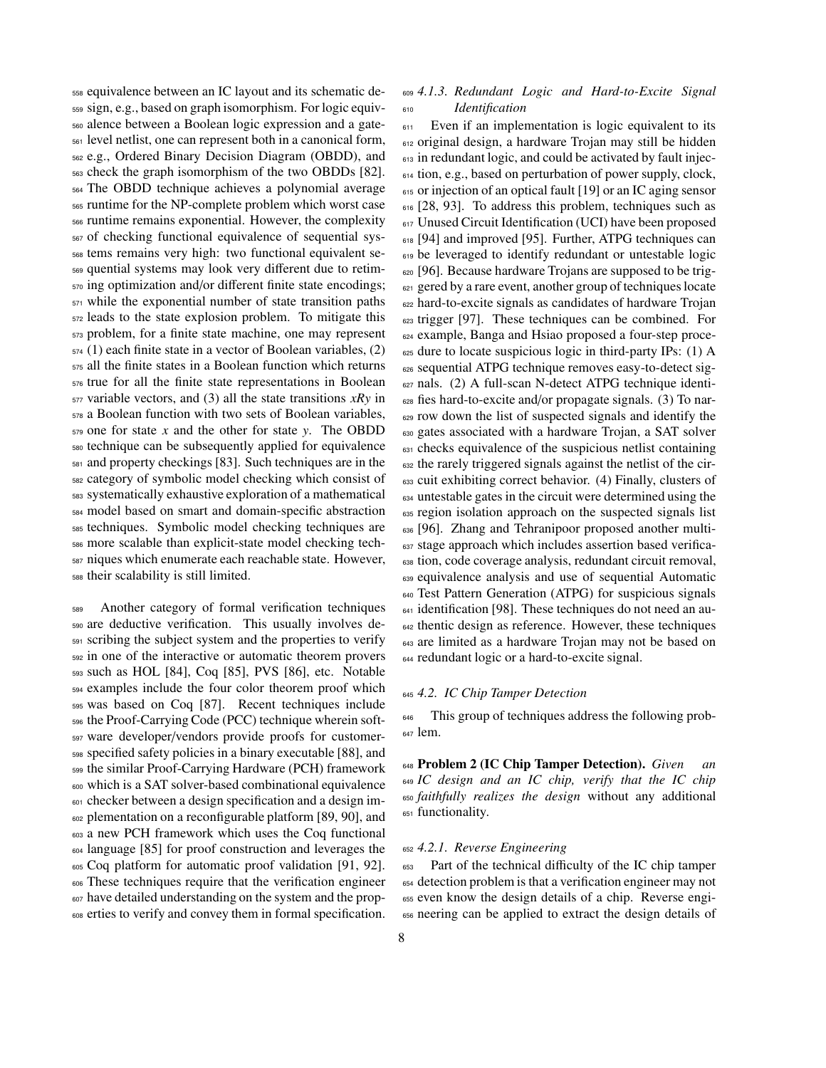equivalence between an IC layout and its schematic design, e.g., based on graph isomorphism. For logic equivalence between a Boolean logic expression and a gate-level netlist, one can represent both in a canonical form, e.g., Ordered Binary Decision Diagram (OBDD), and check the graph isomorphism of the two OBDDs [82]. The OBDD technique achieves a polynomial average runtime for the NP-complete problem which worst case runtime remains exponential. However, the complexity of checking functional equivalence of sequential systems remains very high: two functional equivalent sequential systems may look very different due to retiming optimization and/or different finite state encodings; while the exponential number of state transition paths leads to the state explosion problem. To mitigate this problem, for a finite state machine, one may represent (1) each finite state in a vector of Boolean variables, (2) all the finite states in a Boolean function which returns true for all the finite state representations in Boolean variable vectors, and (3) all the state transitions $xRy$ in a Boolean function with two sets of Boolean variables, one for state $x$ and the other for state $y$. The OBDD technique can be subsequently applied for equivalence and property checkings [83]. Such techniques are in the category of symbolic model checking which consist of systematically exhaustive exploration of a mathematical model based on smart and domain-specific abstraction techniques. Symbolic model checking techniques are more scalable than explicit-state model checking techniques which enumerate each reachable state. However, their scalability is still limited.

Another category of formal verification techniques are deductive verification. This usually involves describing the subject system and the properties to verify in one of the interactive or automatic theorem provers such as HOL [84], Coq [85], PVS [86], etc. Notable examples include the four color theorem proof which was based on Coq [87]. Recent techniques include the Proof-Carrying Code (PCC) technique wherein software developer/vendors provide proofs for customer-specified safety policies in a binary executable [88], and the similar Proof-Carrying Hardware (PCH) framework which is a SAT solver-based combinational equivalence checker between a design specification and a design implementation on a reconfigurable platform [89, 90], and a new PCH framework which uses the Coq functional language [85] for proof construction and leverages the Coq platform for automatic proof validation [91, 92]. These techniques require that the verification engineer have detailed understanding on the system and the properties to verify and convey them in formal specification.

#### *4.1.3. Redundant Logic and Hard-to-Excite Signal Identification*

Even if an implementation is logic equivalent to its original design, a hardware Trojan may still be hidden in redundant logic, and could be activated by fault injection, e.g., based on perturbation of power supply, clock, or injection of an optical fault [19] or an IC aging sensor [28, 93]. To address this problem, techniques such as Unused Circuit Identification (UCI) have been proposed [94] and improved [95]. Further, ATPG techniques can be leveraged to identify redundant or untestable logic [96]. Because hardware Trojans are supposed to be triggered by a rare event, another group of techniques locate hard-to-excite signals as candidates of hardware Trojan trigger [97]. These techniques can be combined. For example, Banga and Hsiao proposed a four-step procedure to locate suspicious logic in third-party IPs: (1) A sequential ATPG technique removes easy-to-detect signals. (2) A full-scan N-detect ATPG technique identifies hard-to-excite and/or propagate signals. (3) To narrow down the list of suspected signals and identify the gates associated with a hardware Trojan, a SAT solver checks equivalence of the suspicious netlist containing the rarely triggered signals against the netlist of the circuit exhibiting correct behavior. (4) Finally, clusters of untestable gates in the circuit were determined using the region isolation approach on the suspected signals list [96]. Zhang and Tehranipoor proposed another multi-stage approach which includes assertion based verification, code coverage analysis, redundant circuit removal, equivalence analysis and use of sequential Automatic Test Pattern Generation (ATPG) for suspicious signals identification [98]. These techniques do not need an authentic design as reference. However, these techniques are limited as a hardware Trojan may not be based on redundant logic or a hard-to-excite signal.

### *4.2. IC Chip Tamper Detection*

This group of techniques address the following problem.

**Problem 2 (IC Chip Tamper Detection).** *Given an IC design and an IC chip, verify that the IC chip faithfully realizes the design* without any additional functionality.

#### *4.2.1. Reverse Engineering*

Part of the technical difficulty of the IC chip tamper detection problem is that a verification engineer may not even know the design details of a chip. Reverse engineering can be applied to extract the design details of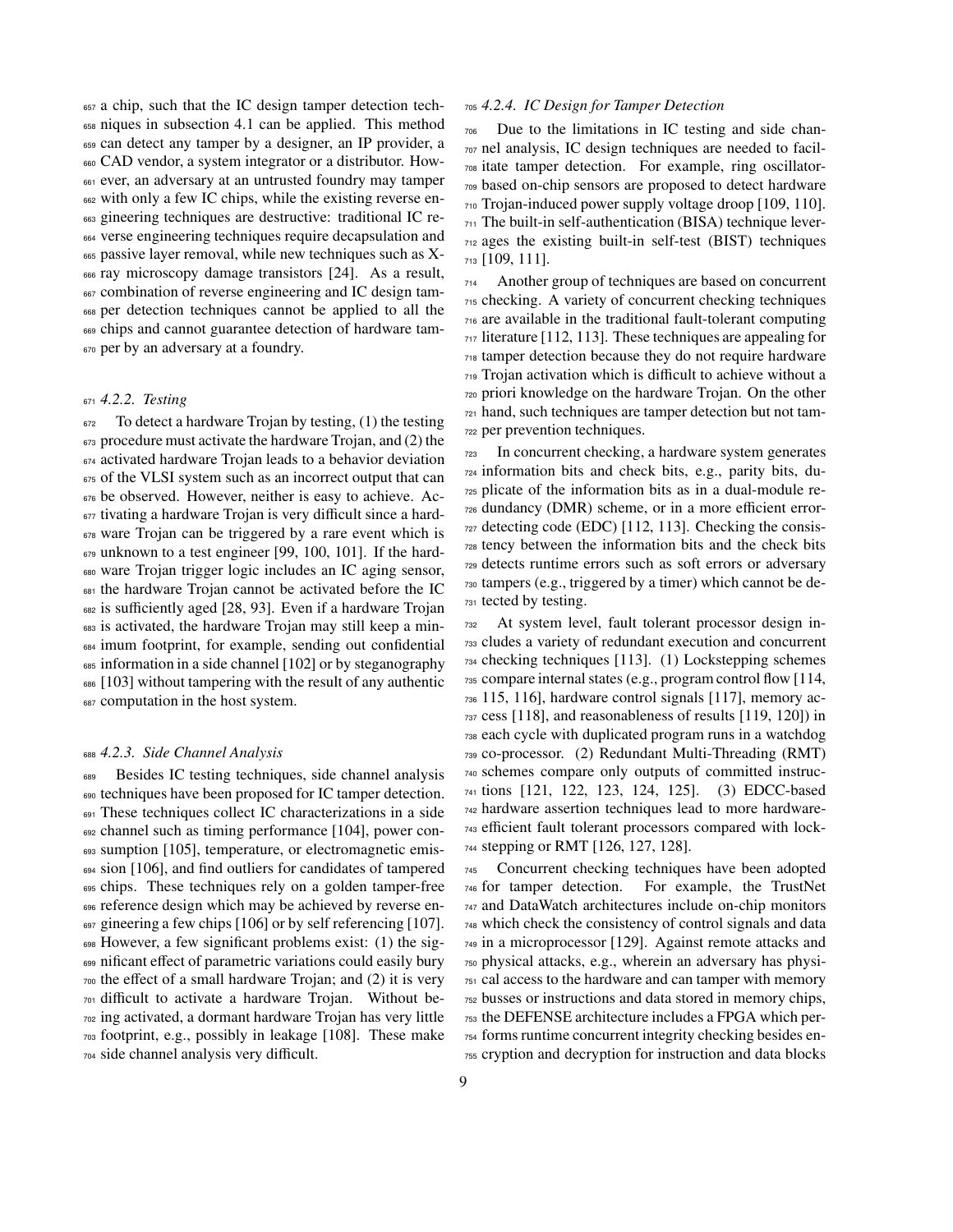a chip, such that the IC design tamper detection techniques in subsection 4.1 can be applied. This method can detect any tamper by a designer, an IP provider, a CAD vendor, a system integrator or a distributor. However, an adversary at an untrusted foundry may tamper with only a few IC chips, while the existing reverse engineering techniques are destructive: traditional IC reverse engineering techniques require decapsulation and passive layer removal, while new techniques such as X-ray microscopy damage transistors [24]. As a result, combination of reverse engineering and IC design tamper detection techniques cannot be applied to all the chips and cannot guarantee detection of hardware tamper by an adversary at a foundry.

#### *4.2.2. Testing*

To detect a hardware Trojan by testing, (1) the testing procedure must activate the hardware Trojan, and (2) the activated hardware Trojan leads to a behavior deviation of the VLSI system such as an incorrect output that can be observed. However, neither is easy to achieve. Activating a hardware Trojan is very difficult since a hardware Trojan can be triggered by a rare event which is unknown to a test engineer [99, 100, 101]. If the hardware Trojan trigger logic includes an IC aging sensor, the hardware Trojan cannot be activated before the IC is sufficiently aged [28, 93]. Even if a hardware Trojan is activated, the hardware Trojan may still keep a minimum footprint, for example, sending out confidential information in a side channel [102] or by steganography [103] without tampering with the result of any authentic computation in the host system.

#### *4.2.3. Side Channel Analysis*

Besides IC testing techniques, side channel analysis techniques have been proposed for IC tamper detection. These techniques collect IC characterizations in a side channel such as timing performance [104], power consumption [105], temperature, or electromagnetic emission [106], and find outliers for candidates of tampered chips. These techniques rely on a golden tamper-free reference design which may be achieved by reverse engineering a few chips [106] or by self referencing [107]. However, a few significant problems exist: (1) the significant effect of parametric variations could easily bury the effect of a small hardware Trojan; and (2) it is very difficult to activate a hardware Trojan. Without being activated, a dormant hardware Trojan has very little footprint, e.g., possibly in leakage [108]. These make side channel analysis very difficult.

#### *4.2.4. IC Design for Tamper Detection*

Due to the limitations in IC testing and side channel analysis, IC design techniques are needed to facilitate tamper detection. For example, ring oscillator-based on-chip sensors are proposed to detect hardware Trojan-induced power supply voltage droop [109, 110]. The built-in self-authentication (BISA) technique leverages the existing built-in self-test (BIST) techniques [109, 111].

Another group of techniques are based on concurrent checking. A variety of concurrent checking techniques are available in the traditional fault-tolerant computing literature [112, 113]. These techniques are appealing for tamper detection because they do not require hardware Trojan activation which is difficult to achieve without a priori knowledge on the hardware Trojan. On the other hand, such techniques are tamper detection but not tamper prevention techniques.

In concurrent checking, a hardware system generates information bits and check bits, e.g., parity bits, duplicate of the information bits as in a dual-module redundancy (DMR) scheme, or in a more efficient error-detecting code (EDC) [112, 113]. Checking the consistency between the information bits and the check bits detects runtime errors such as soft errors or adversary tampers (e.g., triggered by a timer) which cannot be detected by testing.

At system level, fault tolerant processor design includes a variety of redundant execution and concurrent checking techniques [113]. (1) Lockstepping schemes compare internal states (e.g., program control flow [114, 115, 116], hardware control signals [117], memory access [118], and reasonableness of results [119, 120]) in each cycle with duplicated program runs in a watchdog co-processor. (2) Redundant Multi-Threading (RMT) schemes compare only outputs of committed instructions [121, 122, 123, 124, 125]. (3) EDCC-based hardware assertion techniques lead to more hardware-efficient fault tolerant processors compared with lockstepping or RMT [126, 127, 128].

Concurrent checking techniques have been adopted for tamper detection. For example, the TrustNet and DataWatch architectures include on-chip monitors which check the consistency of control signals and data in a microprocessor [129]. Against remote attacks and physical attacks, e.g., wherein an adversary has physical access to the hardware and can tamper with memory busses or instructions and data stored in memory chips, the DEFENSE architecture includes a FPGA which performs runtime concurrent integrity checking besides encryption and decryption for instruction and data blocks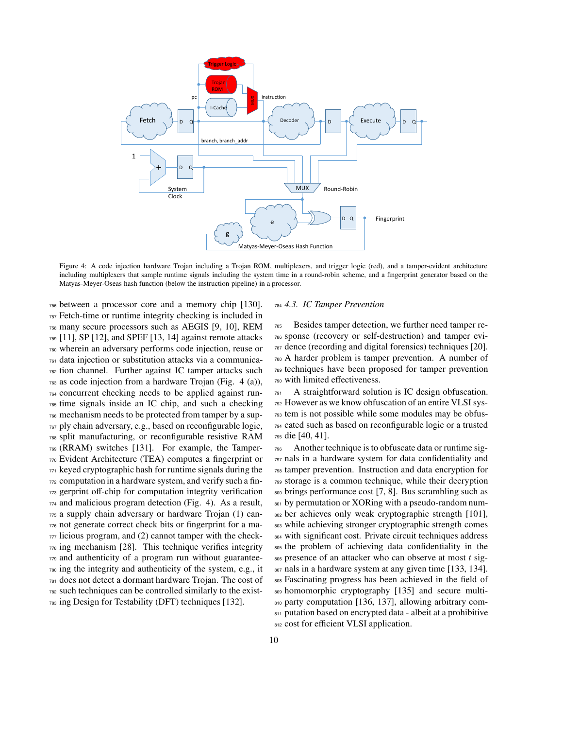Figure 4: A code injection hardware Trojan including a Trojan ROM, multiplexers, and trigger logic (red), and a tamper-evident architecture including multiplexers that sample runtime signals including the system time in a round-robin scheme, and a fingerprint generator based on the Matyas-Meyer-Oseas hash function (below the instruction pipeline) in a processor.

between a processor core and a memory chip [130]. Fetch-time or runtime integrity checking is included in many secure processors such as AEGIS [9, 10], REM [11], SP [12], and SPEF [13, 14] against remote attacks wherein an adversary performs code injection, reuse or data injection or substitution attacks via a communication channel. Further against IC tamper attacks such as code injection from a hardware Trojan (Fig. 4 (a)), concurrent checking needs to be applied against runtime signals inside an IC chip, and such a checking mechanism needs to be protected from tamper by a supply chain adversary, e.g., based on reconfigurable logic, split manufacturing, or reconfigurable resistive RAM (RRAM) switches [131]. For example, the Tamper-Evident Architecture (TEA) computes a fingerprint or keyed cryptographic hash for runtime signals during the computation in a hardware system, and verify such a fingerprint off-chip for computation integrity verification and malicious program detection (Fig. 4). As a result, a supply chain adversary or hardware Trojan (1) cannot generate correct check bits or fingerprint for a malicious program, and (2) cannot tamper with the checking mechanism [28]. This technique verifies integrity and authenticity of a program run without guaranteeing the integrity and authenticity of the system, e.g., it does not detect a dormant hardware Trojan. The cost of such techniques can be controlled similarly to the existing Design for Testability (DFT) techniques [132].

### 4.3. IC Tamper Prevention

Besides tamper detection, we further need tamper response (recovery or self-destruction) and tamper evidence (recording and digital forensics) techniques [20]. A harder problem is tamper prevention. A number of techniques have been proposed for tamper prevention with limited effectiveness.

A straightforward solution is IC design obfuscation. However as we know obfuscation of an entire VLSI system is not possible while some modules may be obfuscated such as based on reconfigurable logic or a trusted die [40, 41].

Another technique is to obfuscate data or runtime signals in a hardware system for data confidentiality and tamper prevention. Instruction and data encryption for storage is a common technique, while their decryption brings performance cost [7, 8]. Bus scrambling such as by permutation or XORing with a pseudo-random number achieves only weak cryptographic strength [101], while achieving stronger cryptographic strength comes with significant cost. Private circuit techniques address the problem of achieving data confidentiality in the presence of an attacker who can observe at most $t$ signals in a hardware system at any given time [133, 134]. Fascinating progress has been achieved in the field of homomorphic cryptography [135] and secure multi-party computation [136, 137], allowing arbitrary computation based on encrypted data - albeit at a prohibitive cost for efficient VLSI application.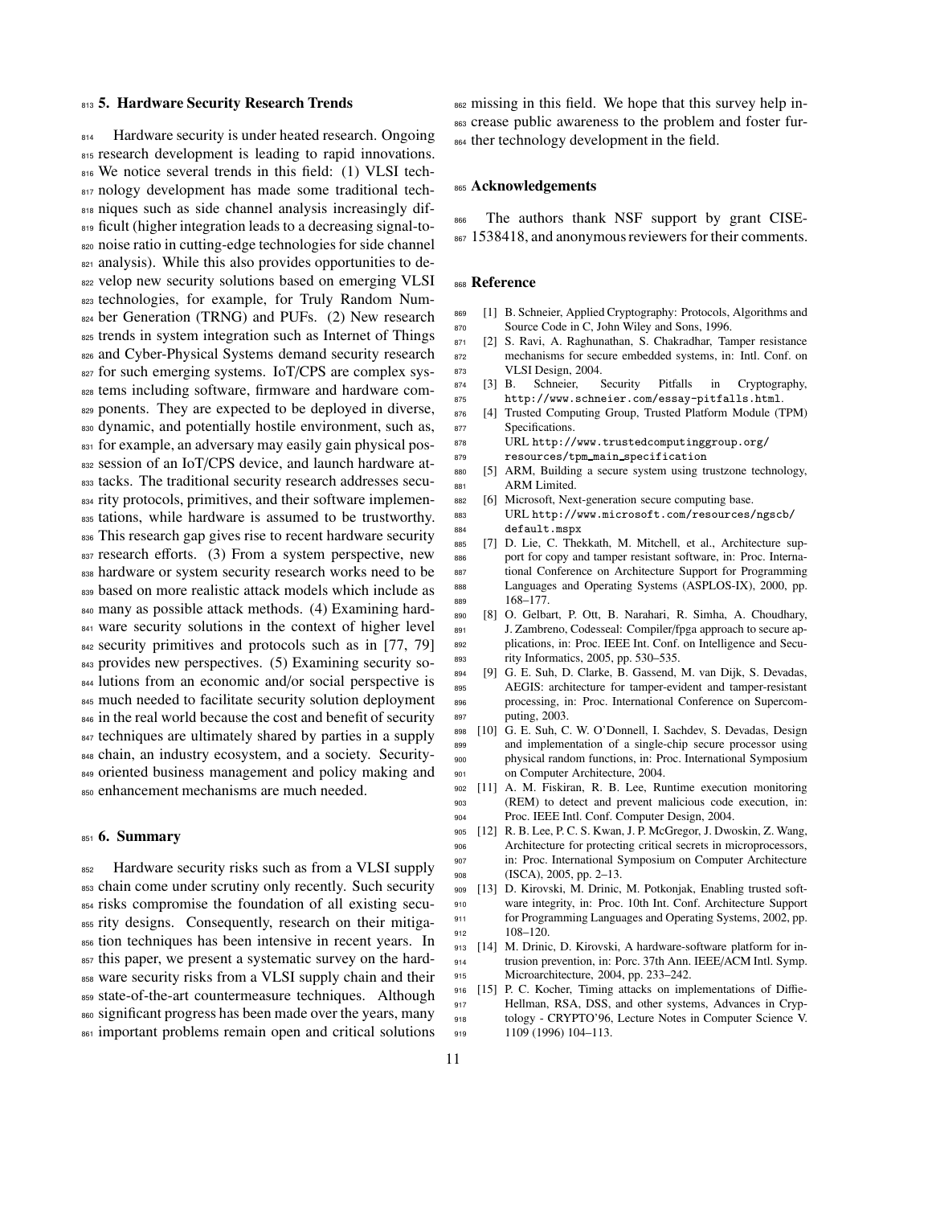## 5. Hardware Security Research Trends

Hardware security is under heated research. Ongoing research development is leading to rapid innovations. We notice several trends in this field: (1) VLSI technology development has made some traditional techniques such as side channel analysis increasingly difficult (higher integration leads to a decreasing signal-to-noise ratio in cutting-edge technologies for side channel analysis). While this also provides opportunities to develop new security solutions based on emerging VLSI technologies, for example, for Truly Random Number Generation (TRNG) and PUFs. (2) New research trends in system integration such as Internet of Things and Cyber-Physical Systems demand security research for such emerging systems. IoT/CPS are complex systems including software, firmware and hardware components. They are expected to be deployed in diverse, dynamic, and potentially hostile environment, such as, for example, an adversary may easily gain physical possession of an IoT/CPS device, and launch hardware attacks. The traditional security research addresses security protocols, primitives, and their software implementations, while hardware is assumed to be trustworthy. This research gap gives rise to recent hardware security research efforts. (3) From a system perspective, new hardware or system security research works need to be based on more realistic attack models which include as many as possible attack methods. (4) Examining hardware security solutions in the context of higher level security primitives and protocols such as in [77, 79] provides new perspectives. (5) Examining security solutions from an economic and/or social perspective is much needed to facilitate security solution deployment in the real world because the cost and benefit of security techniques are ultimately shared by parties in a supply chain, an industry ecosystem, and a society. Security-oriented business management and policy making and enhancement mechanisms are much needed.

## 6. Summary

Hardware security risks such as from a VLSI supply chain come under scrutiny only recently. Such security risks compromise the foundation of all existing security designs. Consequently, research on their mitigation techniques has been intensive in recent years. In this paper, we present a systematic survey on the hardware security risks from a VLSI supply chain and their state-of-the-art countermeasure techniques. Although significant progress has been made over the years, many important problems remain open and critical solutions missing in this field. We hope that this survey help increase public awareness to the problem and foster further technology development in the field.

## Acknowledgements

The authors thank NSF support by grant CISE-1538418, and anonymous reviewers for their comments.

## Reference

[1] B. Schneier, Applied Cryptography: Protocols, Algorithms and Source Code in C, John Wiley and Sons, 1996.

[2] S. Ravi, A. Raghunathan, S. Chakradhar, Tamper resistance mechanisms for secure embedded systems, in: Intl. Conf. on VLSI Design, 2004.

[3] B. Schneier, Security Pitfalls in Cryptography, http://www.schneier.com/essay-pitfalls.html.

[4] Trusted Computing Group, Trusted Platform Module (TPM) Specifications. URL http://www.trustedcomputinggroup.org/resources/tpm_main_specification

[5] ARM, Building a secure system using trustzone technology, ARM Limited.

[6] Microsoft, Next-generation secure computing base. URL http://www.microsoft.com/resources/ngscb/default.mspx

[7] D. Lie, C. Thekkath, M. Mitchell, et al., Architecture support for copy and tamper resistant software, in: Proc. International Conference on Architecture Support for Programming Languages and Operating Systems (ASPLOS-IX), 2000, pp. 168–177.

[8] O. Gelbart, P. Ott, B. Narahari, R. Simha, A. Choudhary, J. Zambreno, Codesseal: Compiler/fpga approach to secure applications, in: Proc. IEEE Int. Conf. on Intelligence and Security Informatics, 2005, pp. 530–535.

[9] G. E. Suh, D. Clarke, B. Gassend, M. van Dijk, S. Devadas, AEGIS: architecture for tamper-evident and tamper-resistant processing, in: Proc. International Conference on Supercomputing, 2003.

[10] G. E. Suh, C. W. O'Donnell, I. Sachdev, S. Devadas, Design and implementation of a single-chip secure processor using physical random functions, in: Proc. International Symposium on Computer Architecture, 2004.

[11] A. M. Fiskiran, R. B. Lee, Runtime execution monitoring (REM) to detect and prevent malicious code execution, in: Proc. IEEE Intl. Conf. Computer Design, 2004.

[12] R. B. Lee, P. C. S. Kwan, J. P. McGregor, J. Dwoskin, Z. Wang, Architecture for protecting critical secrets in microprocessors, in: Proc. International Symposium on Computer Architecture (ISCA), 2005, pp. 2–13.

[13] D. Kirovski, M. Drinic, M. Potkonjak, Enabling trusted software integrity, in: Proc. 10th Int. Conf. Architecture Support for Programming Languages and Operating Systems, 2002, pp. 108–120.

[14] M. Drinic, D. Kirovski, A hardware-software platform for intrusion prevention, in: Porc. 37th Ann. IEEE/ACM Intl. Symp. Microarchitecture, 2004, pp. 233–242.

[15] P. C. Kocher, Timing attacks on implementations of Diffie-Hellman, RSA, DSS, and other systems, Advances in Cryptology - CRYPTO'96, Lecture Notes in Computer Science V. 1109 (1996) 104–113.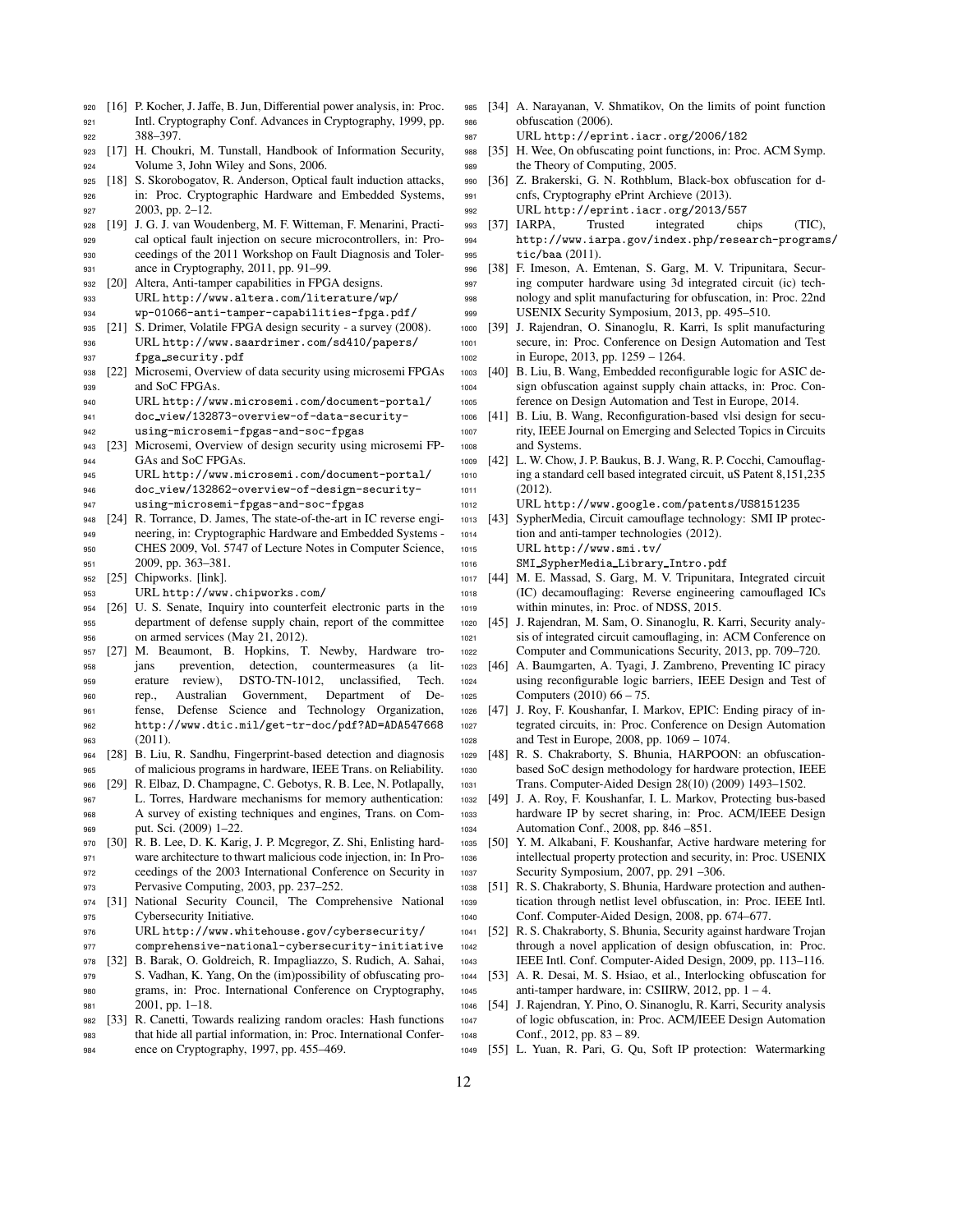[16] P. Kocher, J. Jaffe, B. Jun, Differential power analysis, in: Proc. Intl. Cryptography Conf. Advances in Cryptography, 1999, pp. 388–397.

[17] H. Choukri, M. Tunstall, Handbook of Information Security, Volume 3, John Wiley and Sons, 2006.

[18] S. Skorobogatov, R. Anderson, Optical fault induction attacks, in: Proc. Cryptographic Hardware and Embedded Systems, 2003, pp. 2–12.

[19] J. G. J. van Woudenberg, M. F. Witteman, F. Menarini, Practical optical fault injection on secure microcontrollers, in: Proceedings of the 2011 Workshop on Fault Diagnosis and Tolerance in Cryptography, 2011, pp. 91–99.

[20] Altera, Anti-tamper capabilities in FPGA designs.
URL http://www.altera.com/literature/wp/wp-01066-anti-tamper-capabilities-fpga.pdf/

[21] S. Drimer, Volatile FPGA design security - a survey (2008).
URL http://www.saardrimer.com/sd410/papers/fpga_security.pdf

[22] Microsemi, Overview of data security using microsemi FPGAs and SoC FPGAs.
URL http://www.microsemi.com/document-portal/doc_view/132873-overview-of-data-security-using-microsemi-fpgas-and-soc-fpgas

[23] Microsemi, Overview of design security using microsemi FPGAs and SoC FPGAs.
URL http://www.microsemi.com/document-portal/doc_view/132862-overview-of-design-security-using-microsemi-fpgas-and-soc-fpgas

[24] R. Torrance, D. James, The state-of-the-art in IC reverse engineering, in: Cryptographic Hardware and Embedded Systems - CHES 2009, Vol. 5747 of Lecture Notes in Computer Science, 2009, pp. 363–381.

[25] Chipworks. [link].
URL http://www.chipworks.com/

[26] U. S. Senate, Inquiry into counterfeit electronic parts in the department of defense supply chain, report of the committee on armed services (May 21, 2012).

[27] M. Beaumont, B. Hopkins, T. Newby, Hardware trojans prevention, detection, countermeasures (a literature review), DSTO-TN-1012, unclassified, Tech. rep., Australian Government, Department of Defense, Defense Science and Technology Organization, http://www.dtic.mil/get-tr-doc/pdf?AD=ADA547668 (2011).

[28] B. Liu, R. Sandhu, Fingerprint-based detection and diagnosis of malicious programs in hardware, IEEE Trans. on Reliability.

[29] R. Elbaz, D. Champagne, C. Gebotys, R. B. Lee, N. Potlapally, L. Torres, Hardware mechanisms for memory authentication: A survey of existing techniques and engines, Trans. on Comput. Sci. (2009) 1–22.

[30] R. B. Lee, D. K. Karig, J. P. Mcgregor, Z. Shi, Enlisting hardware architecture to thwart malicious code injection, in: In Proceedings of the 2003 International Conference on Security in Pervasive Computing, 2003, pp. 237–252.

[31] National Security Council, The Comprehensive National Cybersecurity Initiative.
URL http://www.whitehouse.gov/cybersecurity/comprehensive-national-cybersecurity-initiative

[32] B. Barak, O. Goldreich, R. Impagliazzo, S. Rudich, A. Sahai, S. Vadhan, K. Yang, On the (im)possibility of obfuscating programs, in: Proc. International Conference on Cryptography, 2001, pp. 1–18.

[33] R. Canetti, Towards realizing random oracles: Hash functions that hide all partial information, in: Proc. International Conference on Cryptography, 1997, pp. 455–469.

[34] A. Narayanan, V. Shmatikov, On the limits of point function obfuscation (2006).
URL http://eprint.iacr.org/2006/182

[35] H. Wee, On obfuscating point functions, in: Proc. ACM Symp. the Theory of Computing, 2005.

[36] Z. Brakerski, G. N. Rothblum, Black-box obfuscation for d-cnfs, Cryptography ePrint Archieve (2013).
URL http://eprint.iacr.org/2013/557

[37] IARPA, Trusted integrated chips (TIC), http://www.iarpa.gov/index.php/research-programs/tic/baa (2011).

[38] F. Imeson, A. Emtenan, S. Garg, M. V. Tripunitara, Securing computer hardware using 3d integrated circuit (ic) technology and split manufacturing for obfuscation, in: Proc. 22nd USENIX Security Symposium, 2013, pp. 495–510.

[39] J. Rajendran, O. Sinanoglu, R. Karri, Is split manufacturing secure, in: Proc. Conference on Design Automation and Test in Europe, 2013, pp. 1259 – 1264.

[40] B. Liu, B. Wang, Embedded reconfigurable logic for ASIC design obfuscation against supply chain attacks, in: Proc. Conference on Design Automation and Test in Europe, 2014.

[41] B. Liu, B. Wang, Reconfiguration-based vlsi design for security, IEEE Journal on Emerging and Selected Topics in Circuits and Systems.

[42] L. W. Chow, J. P. Baukus, B. J. Wang, R. P. Cocchi, Camouflaging a standard cell based integrated circuit, uS Patent 8,151,235 (2012).
URL http://www.google.com/patents/US8151235

[43] SypherMedia, Circuit camouflage technology: SMI IP protection and anti-tamper technologies (2012).
URL http://www.smi.tv/SMI_SypherMedia_Library_Intro.pdf

[44] M. E. Massad, S. Garg, M. V. Tripunitara, Integrated circuit (IC) decamouflaging: Reverse engineering camouflaged ICs within minutes, in: Proc. of NDSS, 2015.

[45] J. Rajendran, M. Sam, O. Sinanoglu, R. Karri, Security analysis of integrated circuit camouflaging, in: ACM Conference on Computer and Communications Security, 2013, pp. 709–720.

[46] A. Baumgarten, A. Tyagi, J. Zambreno, Preventing IC piracy using reconfigurable logic barriers, IEEE Design and Test of Computers (2010) 66 – 75.

[47] J. Roy, F. Koushanfar, I. Markov, EPIC: Ending piracy of integrated circuits, in: Proc. Conference on Design Automation and Test in Europe, 2008, pp. 1069 – 1074.

[48] R. S. Chakraborty, S. Bhunia, HARPOON: an obfuscation-based SoC design methodology for hardware protection, IEEE Trans. Computer-Aided Design 28(10) (2009) 1493–1502.

[49] J. A. Roy, F. Koushanfar, I. L. Markov, Protecting bus-based hardware IP by secret sharing, in: Proc. ACM/IEEE Design Automation Conf., 2008, pp. 846 –851.

[50] Y. M. Alkabani, F. Koushanfar, Active hardware metering for intellectual property protection and security, in: Proc. USENIX Security Symposium, 2007, pp. 291 –306.

[51] R. S. Chakraborty, S. Bhunia, Hardware protection and authentication through netlist level obfuscation, in: Proc. IEEE Intl. Conf. Computer-Aided Design, 2008, pp. 674–677.

[52] R. S. Chakraborty, S. Bhunia, Security against hardware Trojan through a novel application of design obfuscation, in: Proc. IEEE Intl. Conf. Computer-Aided Design, 2009, pp. 113–116.

[53] A. R. Desai, M. S. Hsiao, et al., Interlocking obfuscation for anti-tamper hardware, in: CSIIRW, 2012, pp. 1 – 4.

[54] J. Rajendran, Y. Pino, O. Sinanoglu, R. Karri, Security analysis of logic obfuscation, in: Proc. ACM/IEEE Design Automation Conf., 2012, pp. 83 – 89.

[55] L. Yuan, R. Pari, G. Qu, Soft IP protection: Watermarking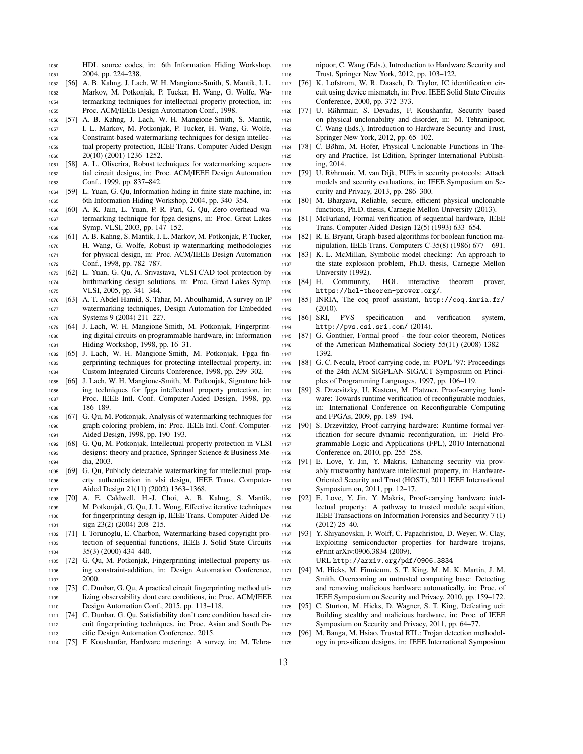HDL source codes, in: 6th Information Hiding Workshop, 2004, pp. 224–238.

[56] A. B. Kahng, J. Lach, W. H. Mangione-Smith, S. Mantik, I. L. Markov, M. Potkonjak, P. Tucker, H. Wang, G. Wolfe, Watermarking techniques for intellectual property protection, in: Proc. ACM/IEEE Design Automation Conf., 1998.

[57] A. B. Kahng, J. Lach, W. H. Mangione-Smith, S. Mantik, I. L. Markov, M. Potkonjak, P. Tucker, H. Wang, G. Wolfe, Constraint-based watermarking techniques for design intellectual property protection, IEEE Trans. Computer-Aided Design 20(10) (2001) 1236–1252.

[58] A. L. Oliverira, Robust techniques for watermarking sequential circuit designs, in: Proc. ACM/IEEE Design Automation Conf., 1999, pp. 837–842.

[59] L. Yuan, G. Qu, Information hiding in finite state machine, in: 6th Information Hiding Workshop, 2004, pp. 340–354.

[60] A. K. Jain, L. Yuan, P. R. Pari, G. Qu, Zero overhead watermarking technique for fpga designs, in: Proc. Great Lakes Symp. VLSI, 2003, pp. 147–152.

[61] A. B. Kahng, S. Mantik, I. L. Markov, M. Potkonjak, P. Tucker, H. Wang, G. Wolfe, Robust ip watermarking methodologies for physical design, in: Proc. ACM/IEEE Design Automation Conf., 1998, pp. 782–787.

[62] L. Yuan, G. Qu, A. Srivastava, VLSI CAD tool protection by birthmarking design solutions, in: Proc. Great Lakes Symp. VLSI, 2005, pp. 341–344.

[63] A. T. Abdel-Hamid, S. Tahar, M. Aboulhamid, A survey on IP watermarking techniques, Design Automation for Embedded Systems 9 (2004) 211–227.

[64] J. Lach, W. H. Mangione-Smith, M. Potkonjak, Fingerprinting digital circuits on programmable hardware, in: Information Hiding Workshop, 1998, pp. 16–31.

[65] J. Lach, W. H. Mangione-Smith, M. Potkonjak, Fpga fingerprinting techniques for protecting intellectual property, in: Custom Integrated Circuits Conference, 1998, pp. 299–302.

[66] J. Lach, W. H. Mangione-Smith, M. Potkonjak, Signature hiding techniques for fpga intellectual property protection, in: Proc. IEEE Intl. Conf. Computer-Aided Design, 1998, pp. 186–189.

[67] G. Qu, M. Potkonjak, Analysis of watermarking techniques for graph coloring problem, in: Proc. IEEE Intl. Conf. Computer-Aided Design, 1998, pp. 190–193.

[68] G. Qu, M. Potkonjak, Intellectual property protection in VLSI designs: theory and practice, Springer Science & Business Media, 2003.

[69] G. Qu, Publicly detectable watermarking for intellectual property authentication in vlsi design, IEEE Trans. Computer-Aided Design 21(11) (2002) 1363–1368.

[70] A. E. Caldwell, H.-J. Choi, A. B. Kahng, S. Mantik, M. Potkonjak, G. Qu, J. L. Wong, Effective iterative techniques for fingerprinting design ip, IEEE Trans. Computer-Aided Design 23(2) (2004) 208–215.

[71] I. Torunoglu, E. Charbon, Watermarking-based copyright protection of sequential functions, IEEE J. Solid State Circuits 35(3) (2000) 434–440.

[72] G. Qu, M. Potkonjak, Fingerprinting intellectual property using constraint-addition, in: Design Automation Conference, 2000.

[73] C. Dunbar, G. Qu, A practical circuit fingerprinting method utilizing observability dont care conditions, in: Proc. ACM/IEEE Design Automation Conf., 2015, pp. 113–118.

[74] C. Dunbar, G. Qu, Satisfiability don't care condition based circuit fingerprinting techniques, in: Proc. Asian and South Pacific Design Automation Conference, 2015.

[75] F. Koushanfar, Hardware metering: A survey, in: M. Tehranipoor, C. Wang (Eds.), Introduction to Hardware Security and Trust, Springer New York, 2012, pp. 103–122.

[76] K. Lofstrom, W. R. Daasch, D. Taylor, IC identification circuit using device mismatch, in: Proc. IEEE Solid State Circuits Conference, 2000, pp. 372–373.

[77] U. Rührmair, S. Devadas, F. Koushanfar, Security based on physical unclonability and disorder, in: M. Tehranipoor, C. Wang (Eds.), Introduction to Hardware Security and Trust, Springer New York, 2012, pp. 65–102.

[78] C. Böhm, M. Hofer, Physical Unclonable Functions in Theory and Practice, 1st Edition, Springer International Publishing, 2014.

[79] U. Rührmair, M. van Dijk, PUFs in security protocols: Attack models and security evaluations, in: IEEE Symposium on Security and Privacy, 2013, pp. 286–300.

[80] M. Bhargava, Reliable, secure, efficient physical unclonable functions, Ph.D. thesis, Carnegie Mellon University (2013).

[81] McFarland, Formal verification of sequential hardware, IEEE Trans. Computer-Aided Design 12(5) (1993) 633–654.

[82] R. E. Bryant, Graph-based algorithms for boolean function manipulation, IEEE Trans. Computers C-35(8) (1986) 677 – 691.

[83] K. L. McMillan, Symbolic model checking: An approach to the state explosion problem, Ph.D. thesis, Carnegie Mellon University (1992).

[84] H. Community, HOL interactive theorem prover, https://hol-theorem-prover.org/.

[85] INRIA, The coq proof assistant, http://coq.inria.fr/ (2010).

[86] SRI, PVS specification and verification system, http://pvs.csi.sri.com/ (2014).

[87] G. Gonthier, Formal proof - the four-color theorem, Notices of the American Mathematical Society 55(11) (2008) 1382 – 1392.

[88] G. C. Necula, Proof-carrying code, in: POPL '97: Proceedings of the 24th ACM SIGPLAN-SIGACT Symposium on Principles of Programming Languages, 1997, pp. 106–119.

[89] S. Drzevitzky, U. Kastens, M. Platzner, Proof-carrying hardware: Towards runtime verification of reconfigurable modules, in: International Conference on Reconfigurable Computing and FPGAs, 2009, pp. 189–194.

[90] S. Drzevitzky, Proof-carrying hardware: Runtime formal verification for secure dynamic reconfiguration, in: Field Programmable Logic and Applications (FPL), 2010 International Conference on, 2010, pp. 255–258.

[91] E. Love, Y. Jin, Y. Makris, Enhancing security via provably trustworthy hardware intellectual property, in: Hardware-Oriented Security and Trust (HOST), 2011 IEEE International Symposium on, 2011, pp. 12–17.

[92] E. Love, Y. Jin, Y. Makris, Proof-carrying hardware intellectual property: A pathway to trusted module acquisition, IEEE Transactions on Information Forensics and Security 7 (1) (2012) 25–40.

[93] Y. Shiyanovskii, F. Wolff, C. Papachristou, D. Weyer, W. Clay, Exploiting semiconductor properties for hardware trojans, ePrint arXiv:0906.3834 (2009).
URL http://arxiv.org/pdf/0906.3834

[94] M. Hicks, M. Finnicum, S. T. King, M. M. K. Martin, J. M. Smith, Overcoming an untrusted computing base: Detecting and removing malicious hardware automatically, in: Proc. of IEEE Symposium on Security and Privacy, 2010, pp. 159–172.

[95] C. Sturton, M. Hicks, D. Wagner, S. T. King, Defeating uci: Building stealthy and malicious hardware, in: Proc. of IEEE Symposium on Security and Privacy, 2011, pp. 64–77.

[96] M. Banga, M. Hsiao, Trusted RTL: Trojan detection methodology in pre-silicon designs, in: IEEE International Symposium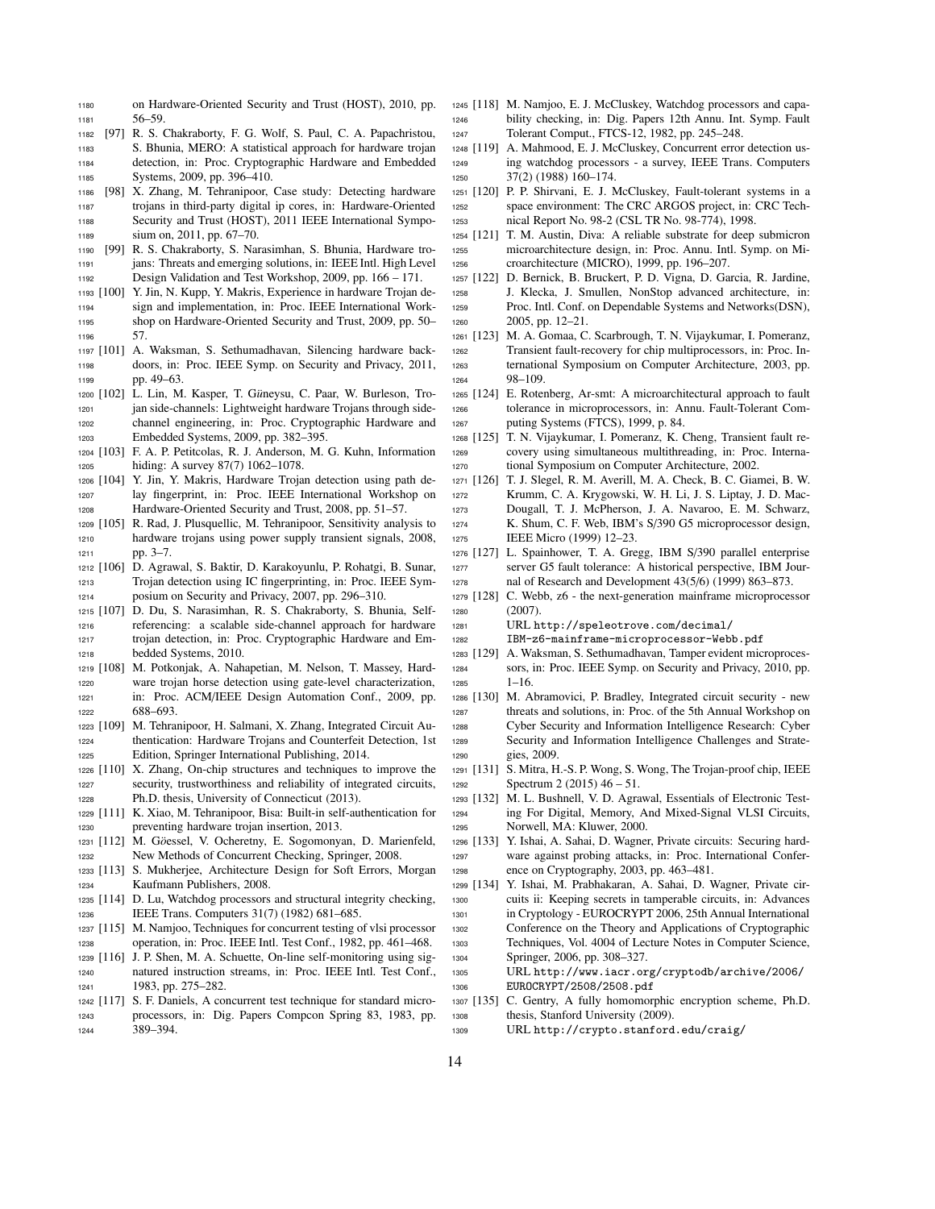on Hardware-Oriented Security and Trust (HOST), 2010, pp. 56–59.

[97] R. S. Chakraborty, F. G. Wolf, S. Paul, C. A. Papachristou, S. Bhunia, MERO: A statistical approach for hardware trojan detection, in: Proc. Cryptographic Hardware and Embedded Systems, 2009, pp. 396–410.

[98] X. Zhang, M. Tehranipoor, Case study: Detecting hardware trojans in third-party digital ip cores, in: Hardware-Oriented Security and Trust (HOST), 2011 IEEE International Symposium on, 2011, pp. 67–70.

[99] R. S. Chakraborty, S. Narasimhan, S. Bhunia, Hardware trojans: Threats and emerging solutions, in: IEEE Intl. High Level Design Validation and Test Workshop, 2009, pp. 166 – 171.

[100] Y. Jin, N. Kupp, Y. Makris, Experience in hardware Trojan design and implementation, in: Proc. IEEE International Workshop on Hardware-Oriented Security and Trust, 2009, pp. 50–57.

[101] A. Waksman, S. Sethumadhavan, Silencing hardware backdoors, in: Proc. IEEE Symp. on Security and Privacy, 2011, pp. 49–63.

[102] L. Lin, M. Kasper, T. Güneysu, C. Paar, W. Burleson, Trojan side-channels: Lightweight hardware Trojans through side-channel engineering, in: Proc. Cryptographic Hardware and Embedded Systems, 2009, pp. 382–395.

[103] F. A. P. Petitcolas, R. J. Anderson, M. G. Kuhn, Information hiding: A survey 87(7) 1062–1078.

[104] Y. Jin, Y. Makris, Hardware Trojan detection using path delay fingerprint, in: Proc. IEEE International Workshop on Hardware-Oriented Security and Trust, 2008, pp. 51–57.

[105] R. Rad, J. Plusquellic, M. Tehranipoor, Sensitivity analysis to hardware trojans using power supply transient signals, 2008, pp. 3–7.

[106] D. Agrawal, S. Baktir, D. Karakoyunlu, P. Rohatgi, B. Sunar, Trojan detection using IC fingerprinting, in: Proc. IEEE Symposium on Security and Privacy, 2007, pp. 296–310.

[107] D. Du, S. Narasimhan, R. S. Chakraborty, S. Bhunia, Self-referencing: a scalable side-channel approach for hardware trojan detection, in: Proc. Cryptographic Hardware and Embedded Systems, 2010.

[108] M. Potkonjak, A. Nahapetian, M. Nelson, T. Massey, Hardware trojan horse detection using gate-level characterization, in: Proc. ACM/IEEE Design Automation Conf., 2009, pp. 688–693.

[109] M. Tehranipoor, H. Salmani, X. Zhang, Integrated Circuit Authentication: Hardware Trojans and Counterfeit Detection, 1st Edition, Springer International Publishing, 2014.

[110] X. Zhang, On-chip structures and techniques to improve the security, trustworthiness and reliability of integrated circuits, Ph.D. thesis, University of Connecticut (2013).

[111] K. Xiao, M. Tehranipoor, Bisa: Built-in self-authentication for preventing hardware trojan insertion, 2013.

[112] M. Göessel, V. Ocheretny, E. Sogomonyan, D. Marienfeld, New Methods of Concurrent Checking, Springer, 2008.

[113] S. Mukherjee, Architecture Design for Soft Errors, Morgan Kaufmann Publishers, 2008.

[114] D. Lu, Watchdog processors and structural integrity checking, IEEE Trans. Computers 31(7) (1982) 681–685.

[115] M. Namjoo, Techniques for concurrent testing of vlsi processor operation, in: Proc. IEEE Intl. Test Conf., 1982, pp. 461–468.

[116] J. P. Shen, M. A. Schuette, On-line self-monitoring using signatured instruction streams, in: Proc. IEEE Intl. Test Conf., 1983, pp. 275–282.

[117] S. F. Daniels, A concurrent test technique for standard microprocessors, in: Dig. Papers Compcon Spring 83, 1983, pp. 389–394.

[118] M. Namjoo, E. J. McCluskey, Watchdog processors and capability checking, in: Dig. Papers 12th Annu. Int. Symp. Fault Tolerant Comput., FTCS-12, 1982, pp. 245–248.

[119] A. Mahmood, E. J. McCluskey, Concurrent error detection using watchdog processors - a survey, IEEE Trans. Computers 37(2) (1988) 160–174.

[120] P. P. Shirvani, E. J. McCluskey, Fault-tolerant systems in a space environment: The CRC ARGOS project, in: CRC Technical Report No. 98-2 (CSL TR No. 98-774), 1998.

[121] T. M. Austin, Diva: A reliable substrate for deep submicron microarchitecture design, in: Proc. Annu. Intl. Symp. on Microarchitecture (MICRO), 1999, pp. 196–207.

[122] D. Bernick, B. Bruckert, P. D. Vigna, D. Garcia, R. Jardine, J. Klecka, J. Smullen, NonStop advanced architecture, in: Proc. Intl. Conf. on Dependable Systems and Networks(DSN), 2005, pp. 12–21.

[123] M. A. Gomaa, C. Scarbrough, T. N. Vijaykumar, I. Pomeranz, Transient fault-recovery for chip multiprocessors, in: Proc. International Symposium on Computer Architecture, 2003, pp. 98–109.

[124] E. Rotenberg, Ar-smt: A microarchitectural approach to fault tolerance in microprocessors, in: Annu. Fault-Tolerant Computing Systems (FTCS), 1999, p. 84.

[125] T. N. Vijaykumar, I. Pomeranz, K. Cheng, Transient fault recovery using simultaneous multithreading, in: Proc. International Symposium on Computer Architecture, 2002.

[126] T. J. Slegel, R. M. Averill, M. A. Check, B. C. Giamei, B. W. Krumm, C. A. Krygowski, W. H. Li, J. S. Liptay, J. D. MacDougall, T. J. McPherson, J. A. Navaroo, E. M. Schwarz, K. Shum, C. F. Web, IBM's S/390 G5 microprocessor design, IEEE Micro (1999) 12–23.

[127] L. Spainhower, T. A. Gregg, IBM S/390 parallel enterprise server G5 fault tolerance: A historical perspective, IBM Journal of Research and Development 43(5/6) (1999) 863–873.

[128] C. Webb, z6 - the next-generation mainframe microprocessor (2007).
URL http://speleotrove.com/decimal/IBM-z6-mainframe-microprocessor-Webb.pdf

[129] A. Waksman, S. Sethumadhavan, Tamper evident microprocessors, in: Proc. IEEE Symp. on Security and Privacy, 2010, pp. 1–16.

[130] M. Abramovici, P. Bradley, Integrated circuit security - new threats and solutions, in: Proc. of the 5th Annual Workshop on Cyber Security and Information Intelligence Research: Cyber Security and Information Intelligence Challenges and Strategies, 2009.

[131] S. Mitra, H.-S. P. Wong, S. Wong, The Trojan-proof chip, IEEE Spectrum 2 (2015) 46 – 51.

[132] M. L. Bushnell, V. D. Agrawal, Essentials of Electronic Testing For Digital, Memory, And Mixed-Signal VLSI Circuits, Norwell, MA: Kluwer, 2000.

[133] Y. Ishai, A. Sahai, D. Wagner, Private circuits: Securing hardware against probing attacks, in: Proc. International Conference on Cryptography, 2003, pp. 463–481.

[134] Y. Ishai, M. Prabhakaran, A. Sahai, D. Wagner, Private circuits ii: Keeping secrets in tamperable circuits, in: Advances in Cryptology - EUROCRYPT 2006, 25th Annual International Conference on the Theory and Applications of Cryptographic Techniques, Vol. 4004 of Lecture Notes in Computer Science, Springer, 2006, pp. 308–327.
URL http://www.iacr.org/cryptodb/archive/2006/EUROCRYPT/2508/2508.pdf

[135] C. Gentry, A fully homomorphic encryption scheme, Ph.D. thesis, Stanford University (2009).
URL http://crypto.stanford.edu/craig/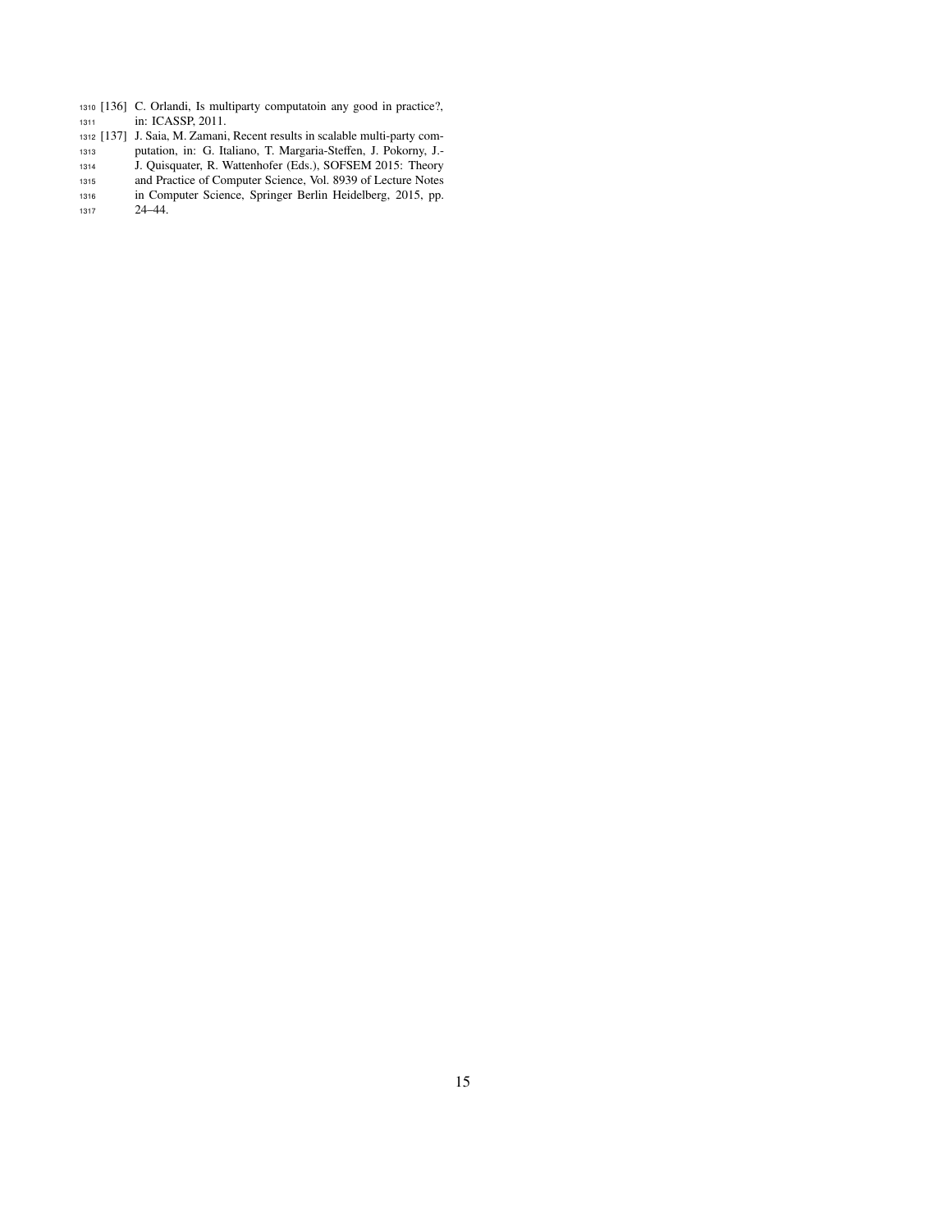[136] C. Orlandi, Is multiparty computatoin any good in practice?, in: ICASSP, 2011.

[137] J. Saia, M. Zamani, Recent results in scalable multi-party computation, in: G. Italiano, T. Margaria-Steffen, J. Pokorny, J.-J. Quisquater, R. Wattenhofer (Eds.), SOFSEM 2015: Theory and Practice of Computer Science, Vol. 8939 of Lecture Notes in Computer Science, Springer Berlin Heidelberg, 2015, pp. 24–44.